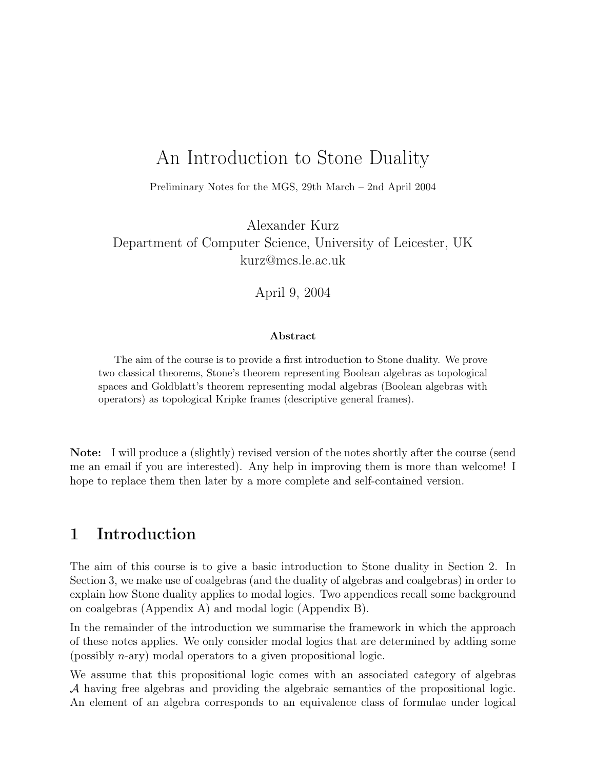# An Introduction to Stone Duality

Preliminary Notes for the MGS, 29th March – 2nd April 2004

Alexander Kurz
Department of Computer Science, University of Leicester, UK
kurz@mcs.le.ac.uk

April 9, 2004

**Abstract**

The aim of the course is to provide a first introduction to Stone duality. We prove two classical theorems, Stone's theorem representing Boolean algebras as topological spaces and Goldblatt's theorem representing modal algebras (Boolean algebras with operators) as topological Kripke frames (descriptive general frames).

**Note:** I will produce a (slightly) revised version of the notes shortly after the course (send me an email if you are interested). Any help in improving them is more than welcome! I hope to replace them then later by a more complete and self-contained version.

## 1 Introduction

The aim of this course is to give a basic introduction to Stone duality in Section 2. In Section 3, we make use of coalgebras (and the duality of algebras and coalgebras) in order to explain how Stone duality applies to modal logics. Two appendices recall some background on coalgebras (Appendix A) and modal logic (Appendix B).

In the remainder of the introduction we summarise the framework in which the approach of these notes applies. We only consider modal logics that are determined by adding some (possibly $n$-ary) modal operators to a given propositional logic.

We assume that this propositional logic comes with an associated category of algebras $\mathcal{A}$ having free algebras and providing the algebraic semantics of the propositional logic. An element of an algebra corresponds to an equivalence class of formulae under logical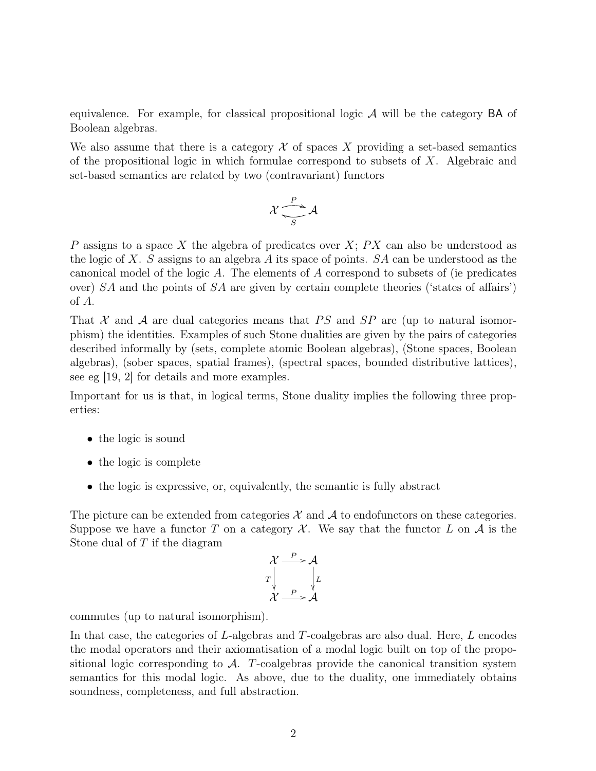equivalence. For example, for classical propositional logic $\mathcal{A}$ will be the category $\mathsf{BA}$ of Boolean algebras.

We also assume that there is a category $\mathcal{X}$ of spaces $X$ providing a set-based semantics of the propositional logic in which formulae correspond to subsets of $X$. Algebraic and set-based semantics are related by two (contravariant) functors

$$\mathcal{X} \underset{S}{\overset{P}{\rightleftarrows}} \mathcal{A}$$

$P$ assigns to a space $X$ the algebra of predicates over $X$; $PX$ can also be understood as the logic of $X$. $S$ assigns to an algebra $A$ its space of points. $SA$ can be understood as the canonical model of the logic $A$. The elements of $A$ correspond to subsets of (ie predicates over) $SA$ and the points of $SA$ are given by certain complete theories ('states of affairs') of $A$.

That $\mathcal{X}$ and $\mathcal{A}$ are dual categories means that $PS$ and $SP$ are (up to natural isomorphism) the identities. Examples of such Stone dualities are given by the pairs of categories described informally by (sets, complete atomic Boolean algebras), (Stone spaces, Boolean algebras), (sober spaces, spatial frames), (spectral spaces, bounded distributive lattices), see eg [19, 2] for details and more examples.

Important for us is that, in logical terms, Stone duality implies the following three properties:

- the logic is sound
- the logic is complete
- the logic is expressive, or, equivalently, the semantic is fully abstract

The picture can be extended from categories $\mathcal{X}$ and $\mathcal{A}$ to endofunctors on these categories. Suppose we have a functor $T$ on a category $\mathcal{X}$. We say that the functor $L$ on $\mathcal{A}$ is the Stone dual of $T$ if the diagram

$$\begin{array}{ccc} \mathcal{X} & \xrightarrow{P} & \mathcal{A} \\ {\scriptstyle T}\downarrow & & \downarrow{\scriptstyle L} \\ \mathcal{X} & \xrightarrow{P} & \mathcal{A} \end{array}$$

commutes (up to natural isomorphism).

In that case, the categories of $L$-algebras and $T$-coalgebras are also dual. Here, $L$ encodes the modal operators and their axiomatisation of a modal logic built on top of the propositional logic corresponding to $\mathcal{A}$. $T$-coalgebras provide the canonical transition system semantics for this modal logic. As above, due to the duality, one immediately obtains soundness, completeness, and full abstraction.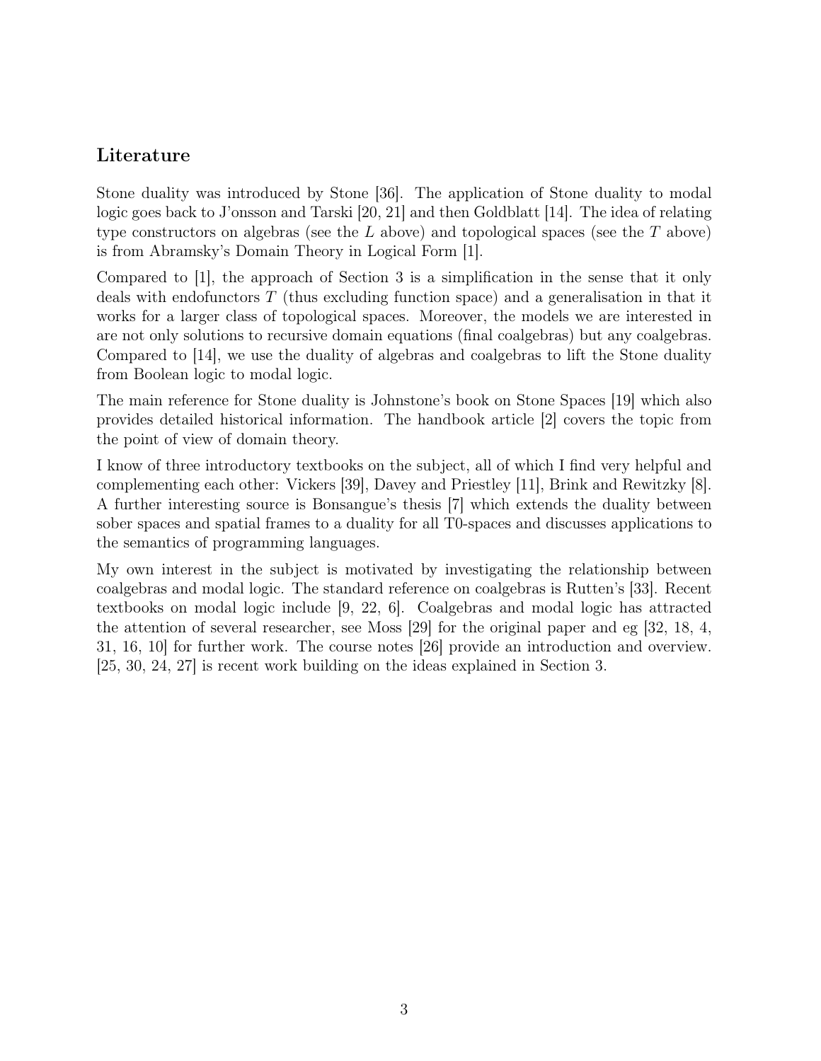## Literature

Stone duality was introduced by Stone [36]. The application of Stone duality to modal logic goes back to J'onsson and Tarski [20, 21] and then Goldblatt [14]. The idea of relating type constructors on algebras (see the $L$ above) and topological spaces (see the $T$ above) is from Abramsky's Domain Theory in Logical Form [1].

Compared to [1], the approach of Section 3 is a simplification in the sense that it only deals with endofunctors $T$ (thus excluding function space) and a generalisation in that it works for a larger class of topological spaces. Moreover, the models we are interested in are not only solutions to recursive domain equations (final coalgebras) but any coalgebras. Compared to [14], we use the duality of algebras and coalgebras to lift the Stone duality from Boolean logic to modal logic.

The main reference for Stone duality is Johnstone's book on Stone Spaces [19] which also provides detailed historical information. The handbook article [2] covers the topic from the point of view of domain theory.

I know of three introductory textbooks on the subject, all of which I find very helpful and complementing each other: Vickers [39], Davey and Priestley [11], Brink and Rewitzky [8]. A further interesting source is Bonsangue's thesis [7] which extends the duality between sober spaces and spatial frames to a duality for all T0-spaces and discusses applications to the semantics of programming languages.

My own interest in the subject is motivated by investigating the relationship between coalgebras and modal logic. The standard reference on coalgebras is Rutten's [33]. Recent textbooks on modal logic include [9, 22, 6]. Coalgebras and modal logic has attracted the attention of several researcher, see Moss [29] for the original paper and eg [32, 18, 4, 31, 16, 10] for further work. The course notes [26] provide an introduction and overview. [25, 30, 24, 27] is recent work building on the ideas explained in Section 3.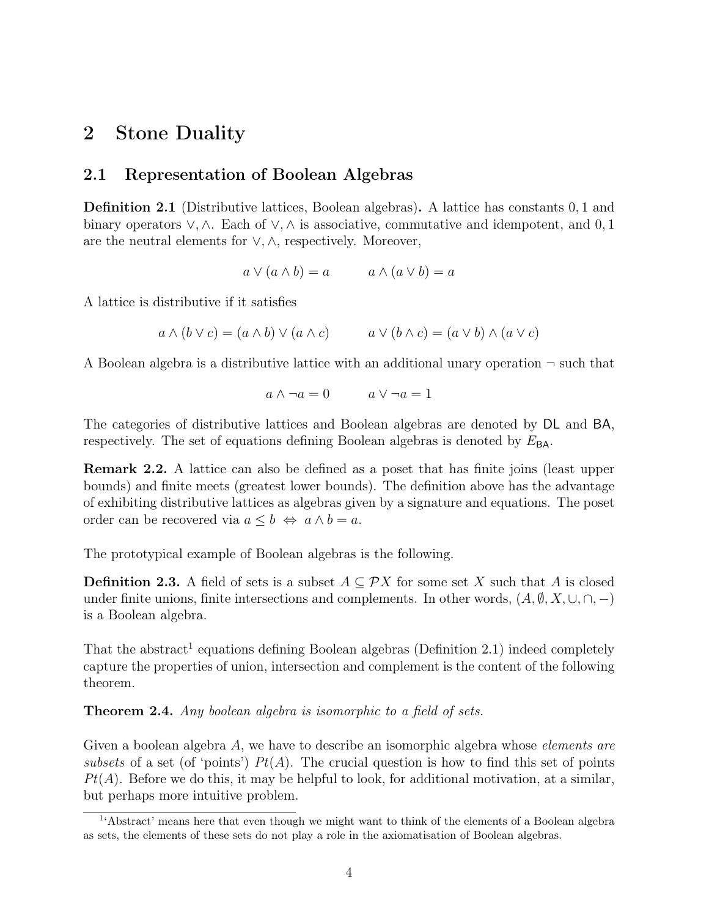# 2 Stone Duality

## 2.1 Representation of Boolean Algebras

**Definition 2.1** (Distributive lattices, Boolean algebras)**.** A lattice has constants $0, 1$ and binary operators $\vee, \wedge$. Each of $\vee, \wedge$ is associative, commutative and idempotent, and $0, 1$ are the neutral elements for $\vee, \wedge$, respectively. Moreover,

$$a \vee (a \wedge b) = a \qquad a \wedge (a \vee b) = a$$

A lattice is distributive if it satisfies

$$a \wedge (b \vee c) = (a \wedge b) \vee (a \wedge c) \qquad a \vee (b \wedge c) = (a \vee b) \wedge (a \vee c)$$

A Boolean algebra is a distributive lattice with an additional unary operation $\neg$ such that

$$a \wedge \neg a = 0 \qquad a \vee \neg a = 1$$

The categories of distributive lattices and Boolean algebras are denoted by $\mathsf{DL}$ and $\mathsf{BA}$, respectively. The set of equations defining Boolean algebras is denoted by $E_{\mathsf{BA}}$.

**Remark 2.2.** A lattice can also be defined as a poset that has finite joins (least upper bounds) and finite meets (greatest lower bounds). The definition above has the advantage of exhibiting distributive lattices as algebras given by a signature and equations. The poset order can be recovered via $a \leq b \;\Leftrightarrow\; a \wedge b = a$.

The prototypical example of Boolean algebras is the following.

**Definition 2.3.** A field of sets is a subset $A \subseteq \mathcal{P}X$ for some set $X$ such that $A$ is closed under finite unions, finite intersections and complements. In other words, $(A, \emptyset, X, \cup, \cap, -)$ is a Boolean algebra.

That the abstract[1] equations defining Boolean algebras (Definition 2.1) indeed completely capture the properties of union, intersection and complement is the content of the following theorem.

**Theorem 2.4.** *Any boolean algebra is isomorphic to a field of sets.*

Given a boolean algebra $A$, we have to describe an isomorphic algebra whose *elements are subsets* of a set (of 'points') $Pt(A)$. The crucial question is how to find this set of points $Pt(A)$. Before we do this, it may be helpful to look, for additional motivation, at a similar, but perhaps more intuitive problem.

[1] 'Abstract' means here that even though we might want to think of the elements of a Boolean algebra as sets, the elements of these sets do not play a role in the axiomatisation of Boolean algebras.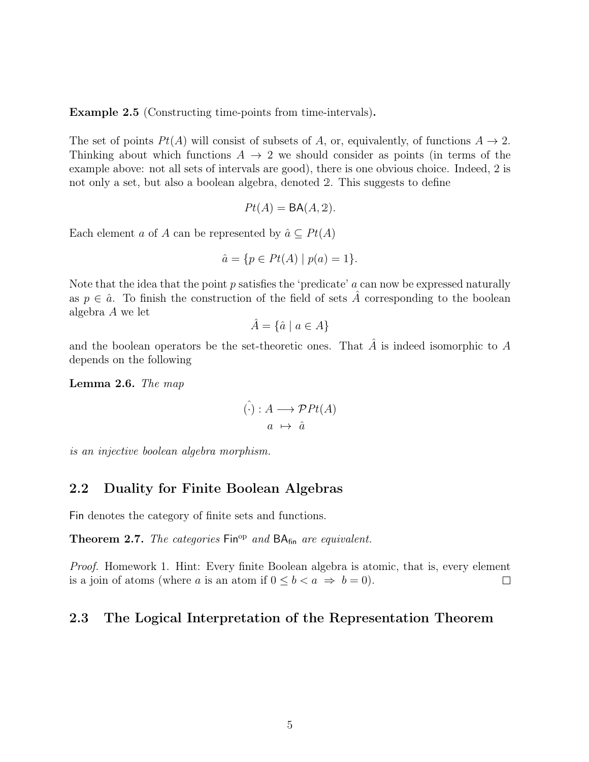**Example 2.5** (Constructing time-points from time-intervals)**.**

The set of points $Pt(A)$ will consist of subsets of $A$, or, equivalently, of functions $A \to 2$. Thinking about which functions $A \to 2$ we should consider as points (in terms of the example above: not all sets of intervals are good), there is one obvious choice. Indeed, 2 is not only a set, but also a boolean algebra, denoted $\mathbb{2}$. This suggests to define

$$Pt(A) = \mathsf{BA}(A, \mathbb{2}).$$

Each element $a$ of $A$ can be represented by $\hat{a} \subseteq Pt(A)$

$$\hat{a} = \{p \in Pt(A) \mid p(a) = 1\}.$$

Note that the idea that the point $p$ satisfies the 'predicate' $a$ can now be expressed naturally as $p \in \hat{a}$. To finish the construction of the field of sets $\hat{A}$ corresponding to the boolean algebra $A$ we let

$$\hat{A} = \{\hat{a} \mid a \in A\}$$

and the boolean operators be the set-theoretic ones. That $\hat{A}$ is indeed isomorphic to $A$ depends on the following

**Lemma 2.6.** *The map*

$$\begin{aligned} \hat{(\cdot)} : A &\longrightarrow \mathcal{P}Pt(A) \\ a &\mapsto \hat{a} \end{aligned}$$

*is an injective boolean algebra morphism.*

## 2.2 Duality for Finite Boolean Algebras

$\mathsf{Fin}$ denotes the category of finite sets and functions.

**Theorem 2.7.** *The categories* $\mathsf{Fin}^{\mathrm{op}}$ *and* $\mathsf{BA}_{\mathsf{fin}}$ *are equivalent.*

*Proof.* Homework 1. Hint: Every finite Boolean algebra is atomic, that is, every element is a join of atoms (where $a$ is an atom if $0 \leq b < a \Rightarrow b = 0$). $\square$

## 2.3 The Logical Interpretation of the Representation Theorem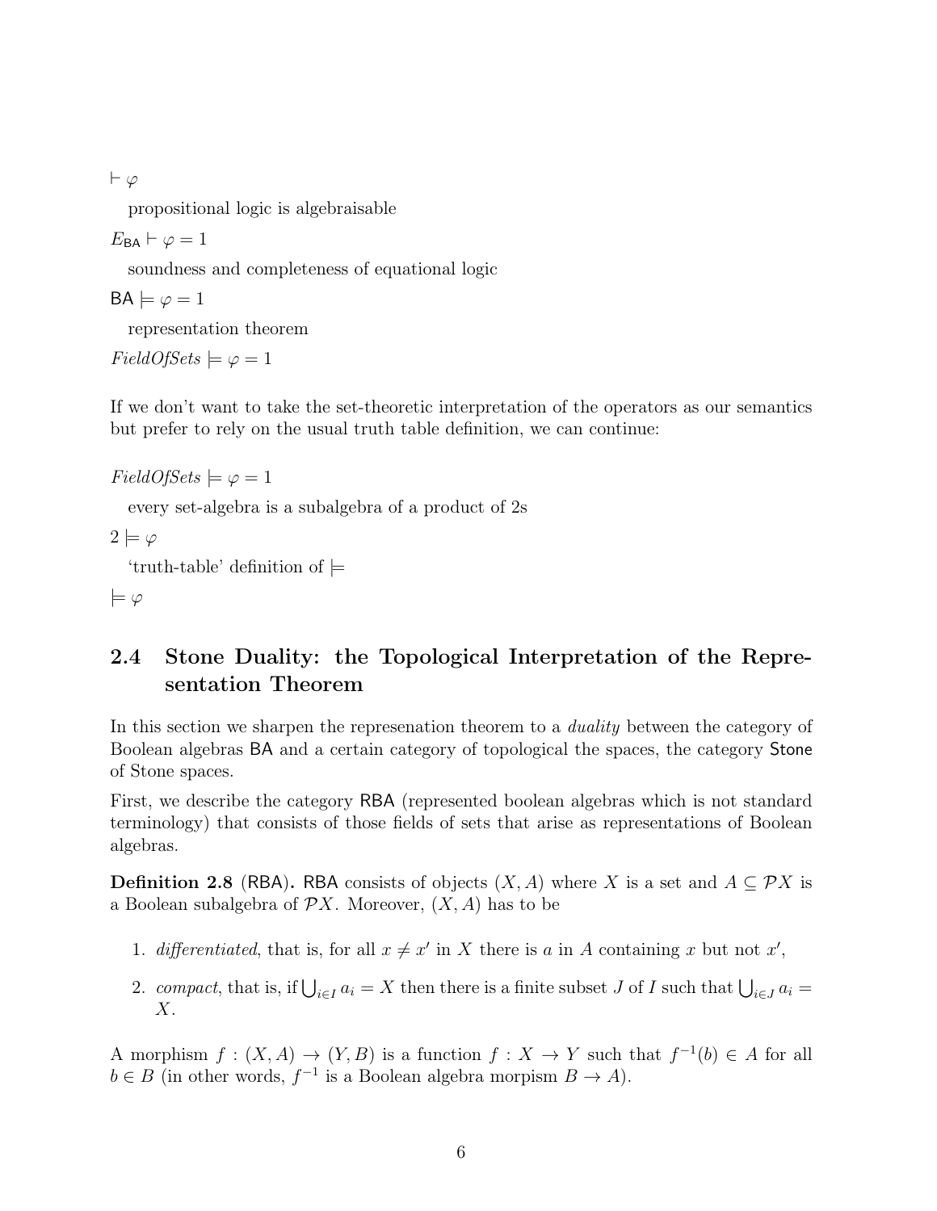$\vdash \varphi$

propositional logic is algebraisable

$E_{\mathsf{BA}} \vdash \varphi = 1$

soundness and completeness of equational logic

$\mathsf{BA} \models \varphi = 1$

representation theorem

$\mathit{FieldOfSets} \models \varphi = 1$

If we don't want to take the set-theoretic interpretation of the operators as our semantics but prefer to rely on the usual truth table definition, we can continue:

$\mathit{FieldOfSets} \models \varphi = 1$

every set-algebra is a subalgebra of a product of 2s

$2 \models \varphi$

'truth-table' definition of $\models$

$\models \varphi$

## 2.4 Stone Duality: the Topological Interpretation of the Representation Theorem

In this section we sharpen the represenation theorem to a *duality* between the category of Boolean algebras BA and a certain category of topological the spaces, the category Stone of Stone spaces.

First, we describe the category RBA (represented boolean algebras which is not standard terminology) that consists of those fields of sets that arise as representations of Boolean algebras.

**Definition 2.8** (RBA)**.** RBA consists of objects $(X, A)$ where $X$ is a set and $A \subseteq \mathcal{P}X$ is a Boolean subalgebra of $\mathcal{P}X$. Moreover, $(X, A)$ has to be

1. *differentiated*, that is, for all $x \neq x'$ in $X$ there is $a$ in $A$ containing $x$ but not $x'$,
2. *compact*, that is, if $\bigcup_{i \in I} a_i = X$ then there is a finite subset $J$ of $I$ such that $\bigcup_{i \in J} a_i = X$.

A morphism $f : (X, A) \to (Y, B)$ is a function $f : X \to Y$ such that $f^{-1}(b) \in A$ for all $b \in B$ (in other words, $f^{-1}$ is a Boolean algebra morpism $B \to A$).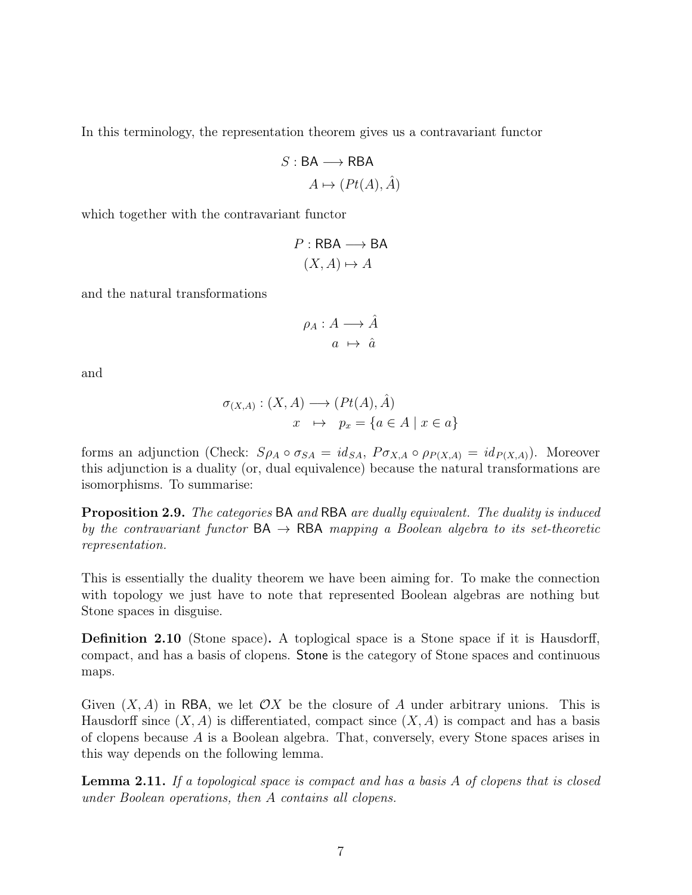In this terminology, the representation theorem gives us a contravariant functor

$$S : \mathsf{BA} \longrightarrow \mathsf{RBA}$$
$$A \mapsto (Pt(A), \hat{A})$$

which together with the contravariant functor

$$P : \mathsf{RBA} \longrightarrow \mathsf{BA}$$
$$(X, A) \mapsto A$$

and the natural transformations

$$\rho_A : A \longrightarrow \hat{A}$$
$$a \mapsto \hat{a}$$

and

$$\sigma_{(X,A)} : (X, A) \longrightarrow (Pt(A), \hat{A})$$
$$x \mapsto p_x = \{a \in A \mid x \in a\}$$

forms an adjunction (Check: $S\rho_A \circ \sigma_{SA} = id_{SA}$, $P\sigma_{X,A} \circ \rho_{P(X,A)} = id_{P(X,A)}$). Moreover this adjunction is a duality (or, dual equivalence) because the natural transformations are isomorphisms. To summarise:

**Proposition 2.9.** *The categories* $\mathsf{BA}$ *and* $\mathsf{RBA}$ *are dually equivalent. The duality is induced by the contravariant functor* $\mathsf{BA} \to \mathsf{RBA}$ *mapping a Boolean algebra to its set-theoretic representation.*

This is essentially the duality theorem we have been aiming for. To make the connection with topology we just have to note that represented Boolean algebras are nothing but Stone spaces in disguise.

**Definition 2.10** (Stone space)**.** A toplogical space is a Stone space if it is Hausdorff, compact, and has a basis of clopens. $\mathsf{Stone}$ is the category of Stone spaces and continuous maps.

Given $(X, A)$ in $\mathsf{RBA}$, we let $\mathcal{O}X$ be the closure of $A$ under arbitrary unions. This is Hausdorff since $(X, A)$ is differentiated, compact since $(X, A)$ is compact and has a basis of clopens because $A$ is a Boolean algebra. That, conversely, every Stone spaces arises in this way depends on the following lemma.

**Lemma 2.11.** *If a topological space is compact and has a basis* $A$ *of clopens that is closed under Boolean operations, then* $A$ *contains all clopens.*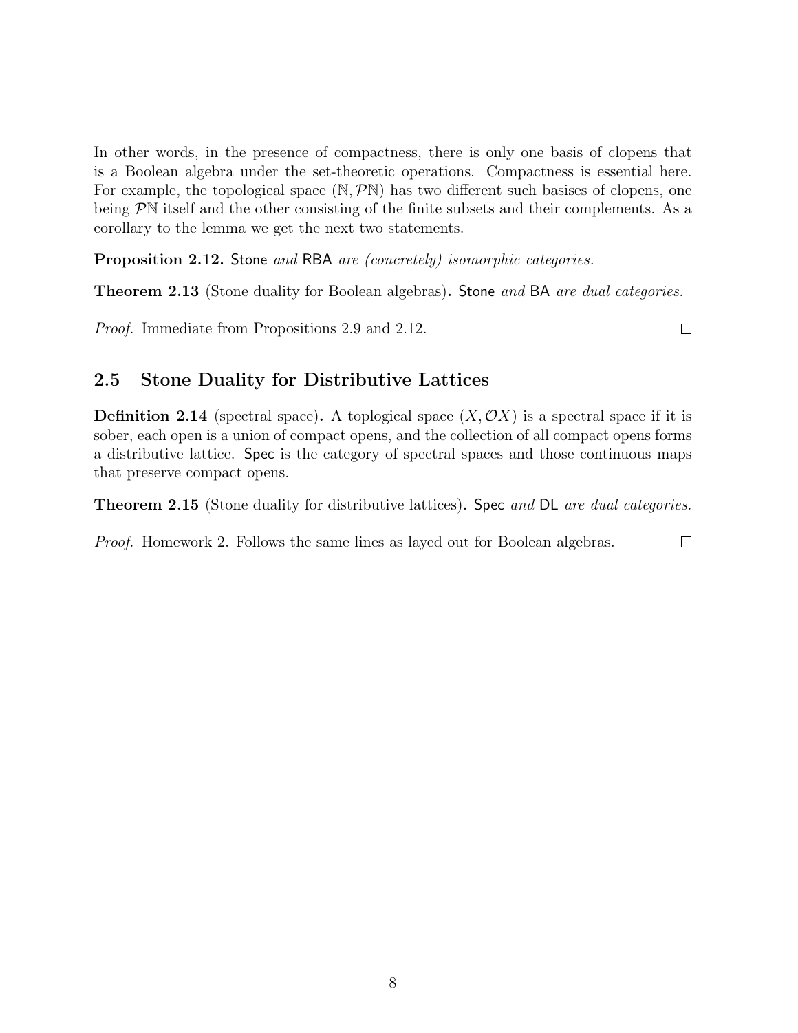In other words, in the presence of compactness, there is only one basis of clopens that is a Boolean algebra under the set-theoretic operations. Compactness is essential here. For example, the topological space $(\mathbb{N}, \mathcal{P}\mathbb{N})$ has two different such basises of clopens, one being $\mathcal{P}\mathbb{N}$ itself and the other consisting of the finite subsets and their complements. As a corollary to the lemma we get the next two statements.

**Proposition 2.12.** *Stone and RBA are (concretely) isomorphic categories.*

**Theorem 2.13** (Stone duality for Boolean algebras)**.** *Stone and BA are dual categories.*

*Proof.* Immediate from Propositions 2.9 and 2.12. □

## 2.5 Stone Duality for Distributive Lattices

**Definition 2.14** (spectral space)**.** A toplogical space $(X, \mathcal{O}X)$ is a spectral space if it is sober, each open is a union of compact opens, and the collection of all compact opens forms a distributive lattice. Spec is the category of spectral spaces and those continuous maps that preserve compact opens.

**Theorem 2.15** (Stone duality for distributive lattices)**.** *Spec and DL are dual categories.*

*Proof.* Homework 2. Follows the same lines as layed out for Boolean algebras. □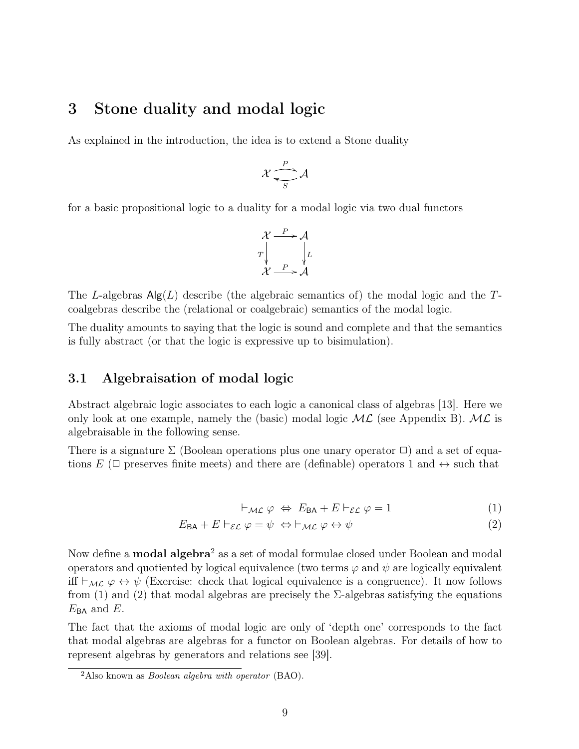# 3 Stone duality and modal logic

As explained in the introduction, the idea is to extend a Stone duality

$$\mathcal{X} \underset{S}{\overset{P}{\rightleftarrows}} \mathcal{A}$$

for a basic propositional logic to a duality for a modal logic via two dual functors

$$\begin{array}{ccc} \mathcal{X} & \xrightarrow{P} & \mathcal{A} \\ {\scriptstyle T}\downarrow & & \downarrow{\scriptstyle L} \\ \mathcal{X} & \xrightarrow{P} & \mathcal{A} \end{array}$$

The $L$-algebras $\mathsf{Alg}(L)$ describe (the algebraic semantics of) the modal logic and the $T$-coalgebras describe the (relational or coalgebraic) semantics of the modal logic.

The duality amounts to saying that the logic is sound and complete and that the semantics is fully abstract (or that the logic is expressive up to bisimulation).

## 3.1 Algebraisation of modal logic

Abstract algebraic logic associates to each logic a canonical class of algebras [13]. Here we only look at one example, namely the (basic) modal logic $\mathcal{ML}$ (see Appendix B). $\mathcal{ML}$ is algebraisable in the following sense.

There is a signature $\Sigma$ (Boolean operations plus one unary operator $\Box$) and a set of equations $E$ ($\Box$ preserves finite meets) and there are (definable) operators 1 and $\leftrightarrow$ such that

$$\vdash_{\mathcal{ML}} \varphi \;\Leftrightarrow\; E_{\mathsf{BA}} + E \vdash_{\mathcal{EL}} \varphi = 1 \tag{1}$$

$$E_{\mathsf{BA}} + E \vdash_{\mathcal{EL}} \varphi = \psi \;\Leftrightarrow \vdash_{\mathcal{ML}} \varphi \leftrightarrow \psi \tag{2}$$

Now define a **modal algebra**[2] as a set of modal formulae closed under Boolean and modal operators and quotiented by logical equivalence (two terms $\varphi$ and $\psi$ are logically equivalent iff $\vdash_{\mathcal{ML}} \varphi \leftrightarrow \psi$ (Exercise: check that logical equivalence is a congruence). It now follows from (1) and (2) that modal algebras are precisely the $\Sigma$-algebras satisfying the equations $E_{\mathsf{BA}}$ and $E$.

The fact that the axioms of modal logic are only of 'depth one' corresponds to the fact that modal algebras are algebras for a functor on Boolean algebras. For details of how to represent algebras by generators and relations see [39].

[2] Also known as *Boolean algebra with operator* (BAO).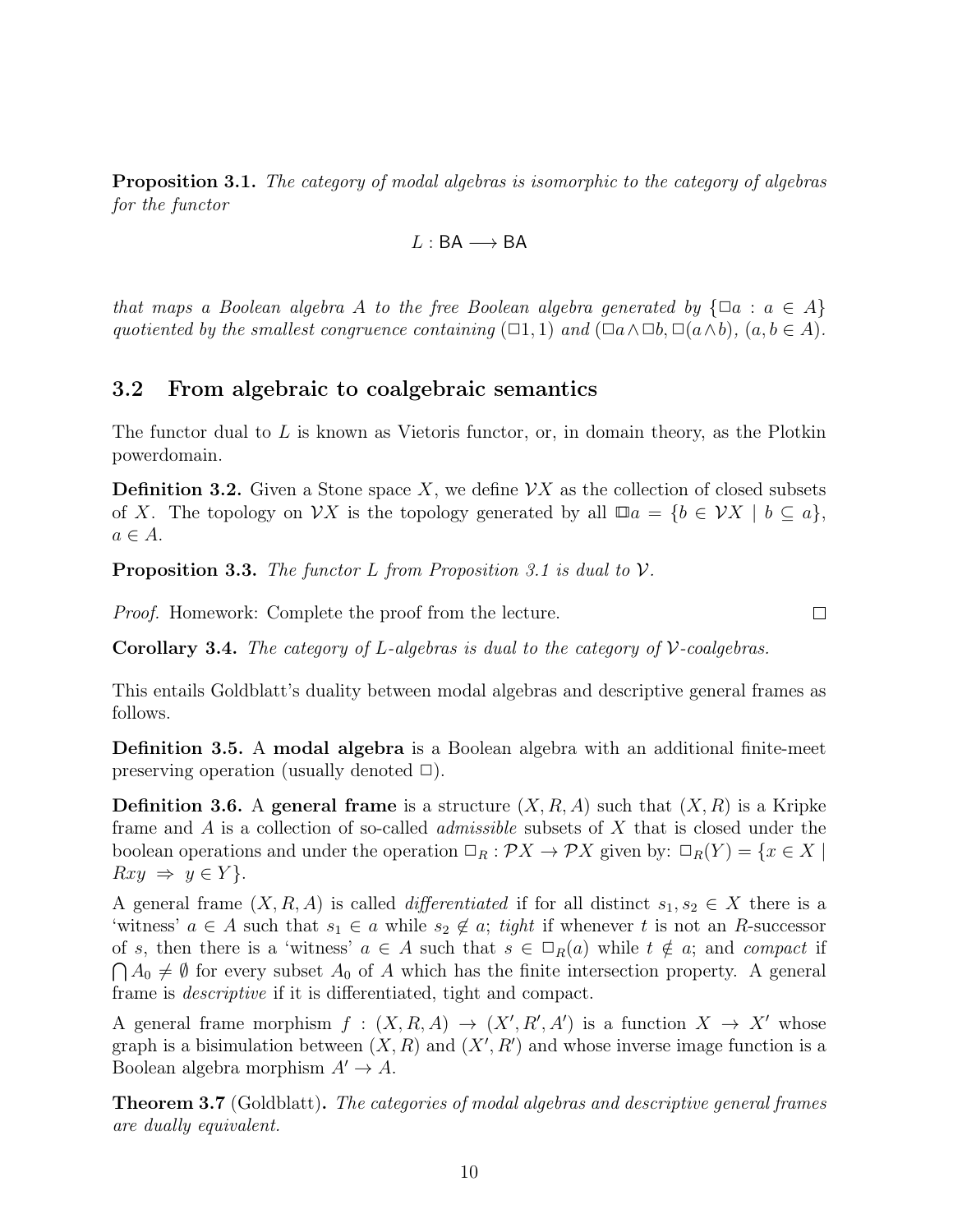**Proposition 3.1.** *The category of modal algebras is isomorphic to the category of algebras for the functor*

$$L : \mathsf{BA} \longrightarrow \mathsf{BA}$$

*that maps a Boolean algebra $A$ to the free Boolean algebra generated by $\{\Box a : a \in A\}$ quotiented by the smallest congruence containing $(\Box 1, 1)$ and $(\Box a \wedge \Box b, \Box(a \wedge b))$, $(a, b \in A)$.*

## 3.2 From algebraic to coalgebraic semantics

The functor dual to $L$ is known as Vietoris functor, or, in domain theory, as the Plotkin powerdomain.

**Definition 3.2.** Given a Stone space $X$, we define $\mathcal{V}X$ as the collection of closed subsets of $X$. The topology on $\mathcal{V}X$ is the topology generated by all $\Box a = \{b \in \mathcal{V}X \mid b \subseteq a\}$, $a \in A$.

**Proposition 3.3.** *The functor $L$ from Proposition 3.1 is dual to $\mathcal{V}$.*

*Proof.* Homework: Complete the proof from the lecture. □

**Corollary 3.4.** *The category of $L$-algebras is dual to the category of $\mathcal{V}$-coalgebras.*

This entails Goldblatt's duality between modal algebras and descriptive general frames as follows.

**Definition 3.5.** A **modal algebra** is a Boolean algebra with an additional finite-meet preserving operation (usually denoted $\Box$).

**Definition 3.6.** A **general frame** is a structure $(X, R, A)$ such that $(X, R)$ is a Kripke frame and $A$ is a collection of so-called *admissible* subsets of $X$ that is closed under the boolean operations and under the operation $\Box_R : \mathcal{P}X \to \mathcal{P}X$ given by: $\Box_R(Y) = \{x \in X \mid Rxy \Rightarrow y \in Y\}$.

A general frame $(X, R, A)$ is called *differentiated* if for all distinct $s_1, s_2 \in X$ there is a 'witness' $a \in A$ such that $s_1 \in a$ while $s_2 \notin a$; *tight* if whenever $t$ is not an $R$-successor of $s$, then there is a 'witness' $a \in A$ such that $s \in \Box_R(a)$ while $t \notin a$; and *compact* if $\bigcap A_0 \neq \emptyset$ for every subset $A_0$ of $A$ which has the finite intersection property. A general frame is *descriptive* if it is differentiated, tight and compact.

A general frame morphism $f : (X, R, A) \to (X', R', A')$ is a function $X \to X'$ whose graph is a bisimulation between $(X, R)$ and $(X', R')$ and whose inverse image function is a Boolean algebra morphism $A' \to A$.

**Theorem 3.7** (Goldblatt)**.** *The categories of modal algebras and descriptive general frames are dually equivalent.*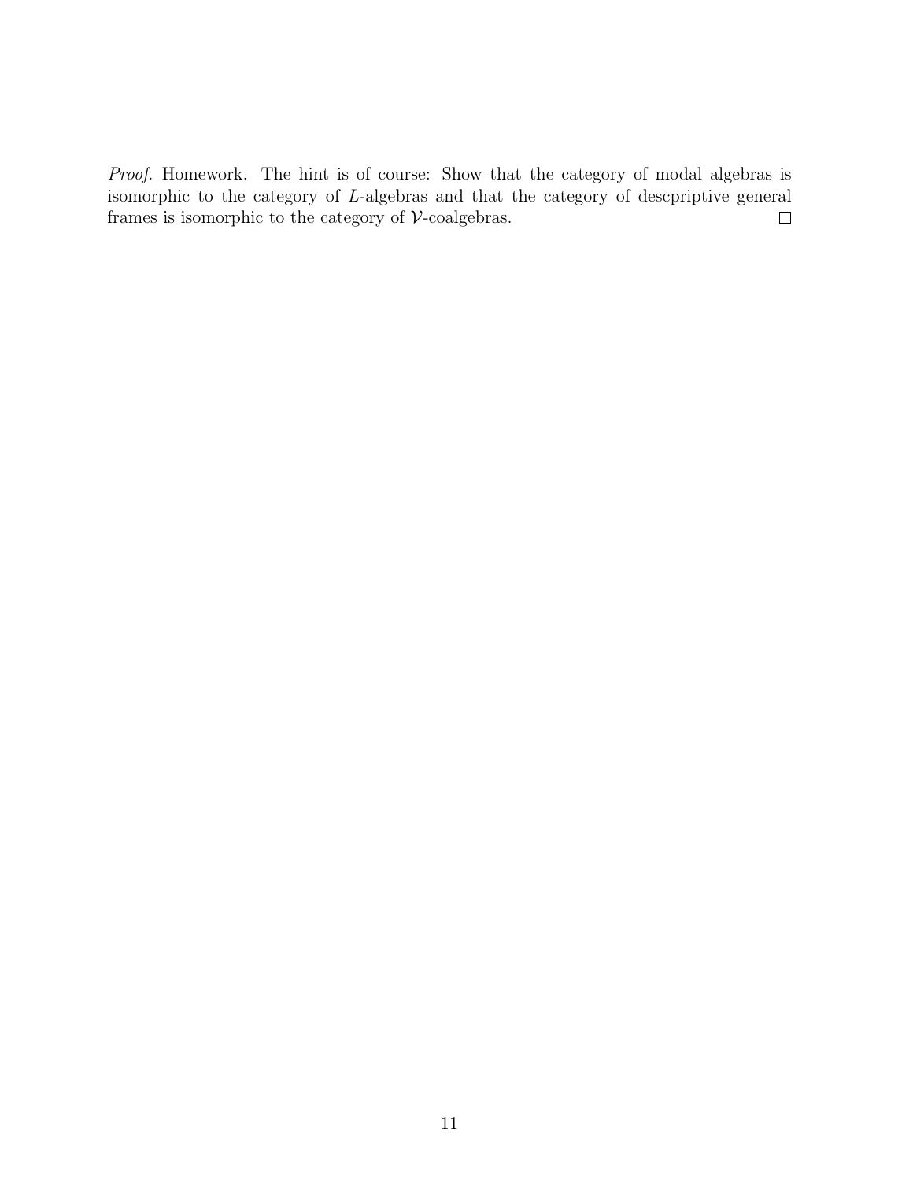*Proof.* Homework. The hint is of course: Show that the category of modal algebras is isomorphic to the category of $L$-algebras and that the category of descpriptive general frames is isomorphic to the category of $\mathcal{V}$-coalgebras. □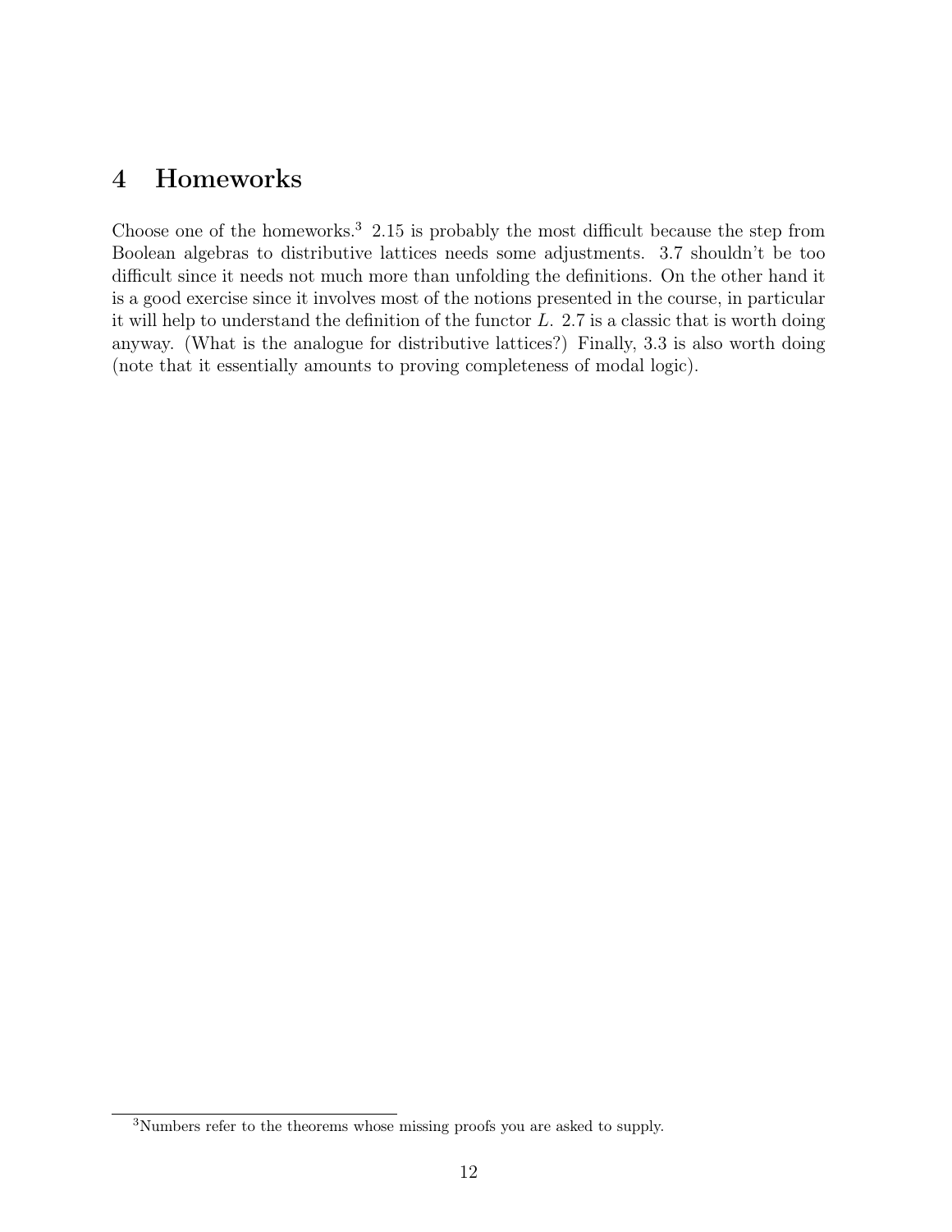## 4 Homeworks

Choose one of the homeworks.[3] 2.15 is probably the most difficult because the step from Boolean algebras to distributive lattices needs some adjustments. 3.7 shouldn't be too difficult since it needs not much more than unfolding the definitions. On the other hand it is a good exercise since it involves most of the notions presented in the course, in particular it will help to understand the definition of the functor $L$. 2.7 is a classic that is worth doing anyway. (What is the analogue for distributive lattices?) Finally, 3.3 is also worth doing (note that it essentially amounts to proving completeness of modal logic).

[3] Numbers refer to the theorems whose missing proofs you are asked to supply.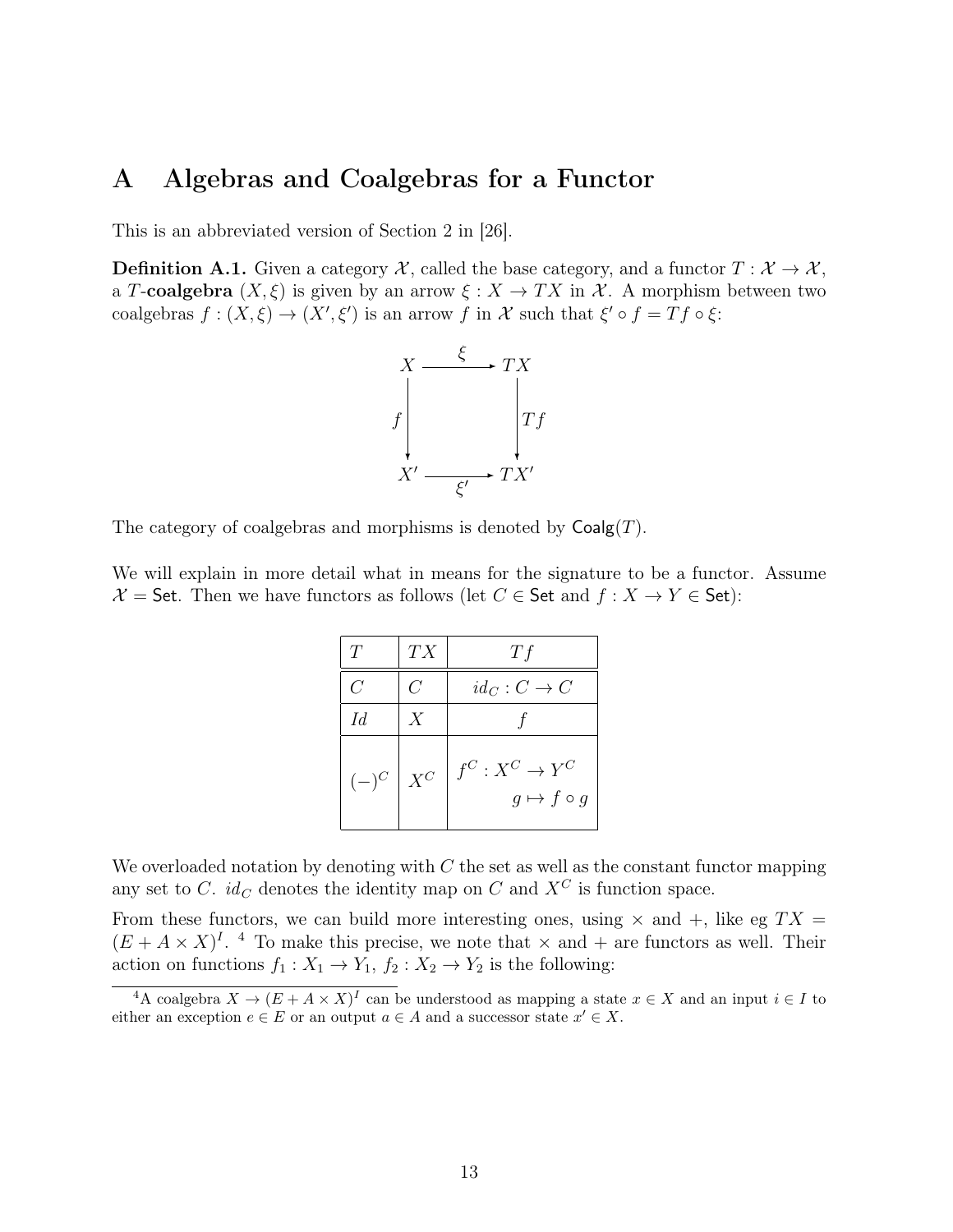# A Algebras and Coalgebras for a Functor

This is an abbreviated version of Section 2 in [26].

**Definition A.1.** Given a category $\mathcal{X}$, called the base category, and a functor $T : \mathcal{X} \to \mathcal{X}$, a $T$-**coalgebra** $(X, \xi)$ is given by an arrow $\xi : X \to TX$ in $\mathcal{X}$. A morphism between two coalgebras $f : (X, \xi) \to (X', \xi')$ is an arrow $f$ in $\mathcal{X}$ such that $\xi' \circ f = Tf \circ \xi$:

$$
\begin{array}{ccc}
X & \xrightarrow{\xi} & TX \\
{\scriptstyle f}\downarrow & & \downarrow{\scriptstyle Tf} \\
X' & \xrightarrow[\xi']{} & TX'
\end{array}
$$

The category of coalgebras and morphisms is denoted by $\mathsf{Coalg}(T)$.

We will explain in more detail what in means for the signature to be a functor. Assume $\mathcal{X} = \mathsf{Set}$. Then we have functors as follows (let $C \in \mathsf{Set}$ and $f : X \to Y \in \mathsf{Set}$):

| $T$ | $TX$ | $Tf$ |
|---|---|---|
| $C$ | $C$ | $id_C : C \to C$ |
| $Id$ | $X$ | $f$ |
| $(-)^C$ | $X^C$ | $f^C : X^C \to Y^C$ <br> $g \mapsto f \circ g$ |

We overloaded notation by denoting with $C$ the set as well as the constant functor mapping any set to $C$. $id_C$ denotes the identity map on $C$ and $X^C$ is function space.

From these functors, we can build more interesting ones, using $\times$ and $+$, like eg $TX = (E + A \times X)^I$. [4] To make this precise, we note that $\times$ and $+$ are functors as well. Their action on functions $f_1 : X_1 \to Y_1$, $f_2 : X_2 \to Y_2$ is the following:

---

[4] A coalgebra $X \to (E + A \times X)^I$ can be understood as mapping a state $x \in X$ and an input $i \in I$ to either an exception $e \in E$ or an output $a \in A$ and a successor state $x' \in X$.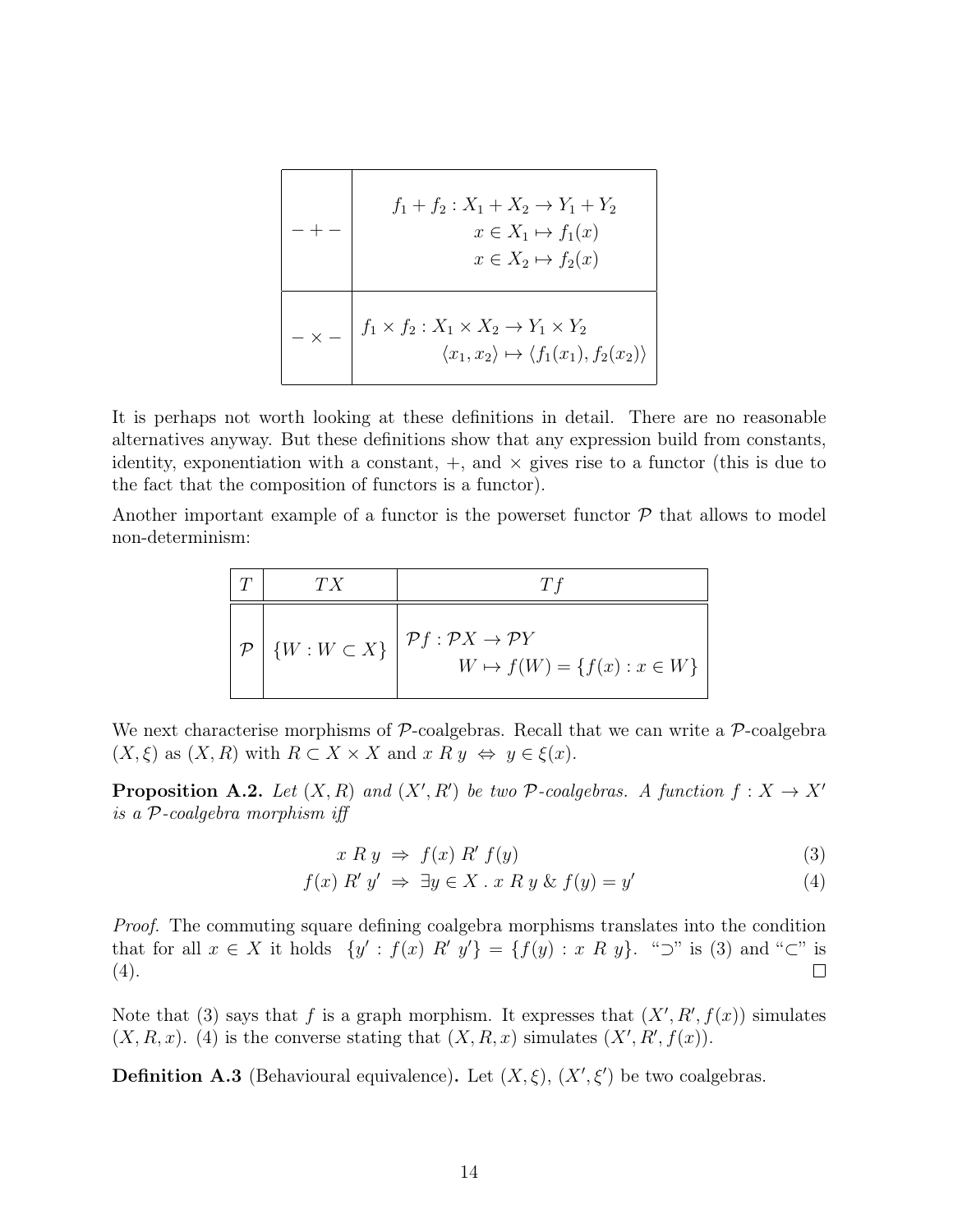| | |
|---|---|
| $- + -$ | $f_1 + f_2 : X_1 + X_2 \to Y_1 + Y_2$ <br> $x \in X_1 \mapsto f_1(x)$ <br> $x \in X_2 \mapsto f_2(x)$ |
| $- \times -$ | $f_1 \times f_2 : X_1 \times X_2 \to Y_1 \times Y_2$ <br> $\langle x_1, x_2 \rangle \mapsto \langle f_1(x_1), f_2(x_2) \rangle$ |

It is perhaps not worth looking at these definitions in detail. There are no reasonable alternatives anyway. But these definitions show that any expression build from constants, identity, exponentiation with a constant, $+$, and $\times$ gives rise to a functor (this is due to the fact that the composition of functors is a functor).

Another important example of a functor is the powerset functor $\mathcal{P}$ that allows to model non-determinism:

| $T$ | $TX$ | $Tf$ |
|---|---|---|
| $\mathcal{P}$ | $\{W : W \subset X\}$ | $\mathcal{P}f : \mathcal{P}X \to \mathcal{P}Y$ <br> $W \mapsto f(W) = \{f(x) : x \in W\}$ |

We next characterise morphisms of $\mathcal{P}$-coalgebras. Recall that we can write a $\mathcal{P}$-coalgebra $(X, \xi)$ as $(X, R)$ with $R \subset X \times X$ and $x \; R \; y \;\Leftrightarrow\; y \in \xi(x)$.

**Proposition A.2.** *Let $(X, R)$ and $(X', R')$ be two $\mathcal{P}$-coalgebras. A function $f : X \to X'$ is a $\mathcal{P}$-coalgebra morphism iff*

$$x \; R \; y \;\Rightarrow\; f(x) \; R' \; f(y) \tag{3}$$

$$f(x) \; R' \; y' \;\Rightarrow\; \exists y \in X \,.\, x \; R \; y \;\&\; f(y) = y' \tag{4}$$

*Proof.* The commuting square defining coalgebra morphisms translates into the condition that for all $x \in X$ it holds $\{y' : f(x) \; R' \; y'\} = \{f(y) : x \; R \; y\}$. "$\supset$" is (3) and "$\subset$" is (4). $\square$

Note that (3) says that $f$ is a graph morphism. It expresses that $(X', R', f(x))$ simulates $(X, R, x)$. (4) is the converse stating that $(X, R, x)$ simulates $(X', R', f(x))$.

**Definition A.3** (Behavioural equivalence)**.** Let $(X, \xi)$, $(X', \xi')$ be two coalgebras.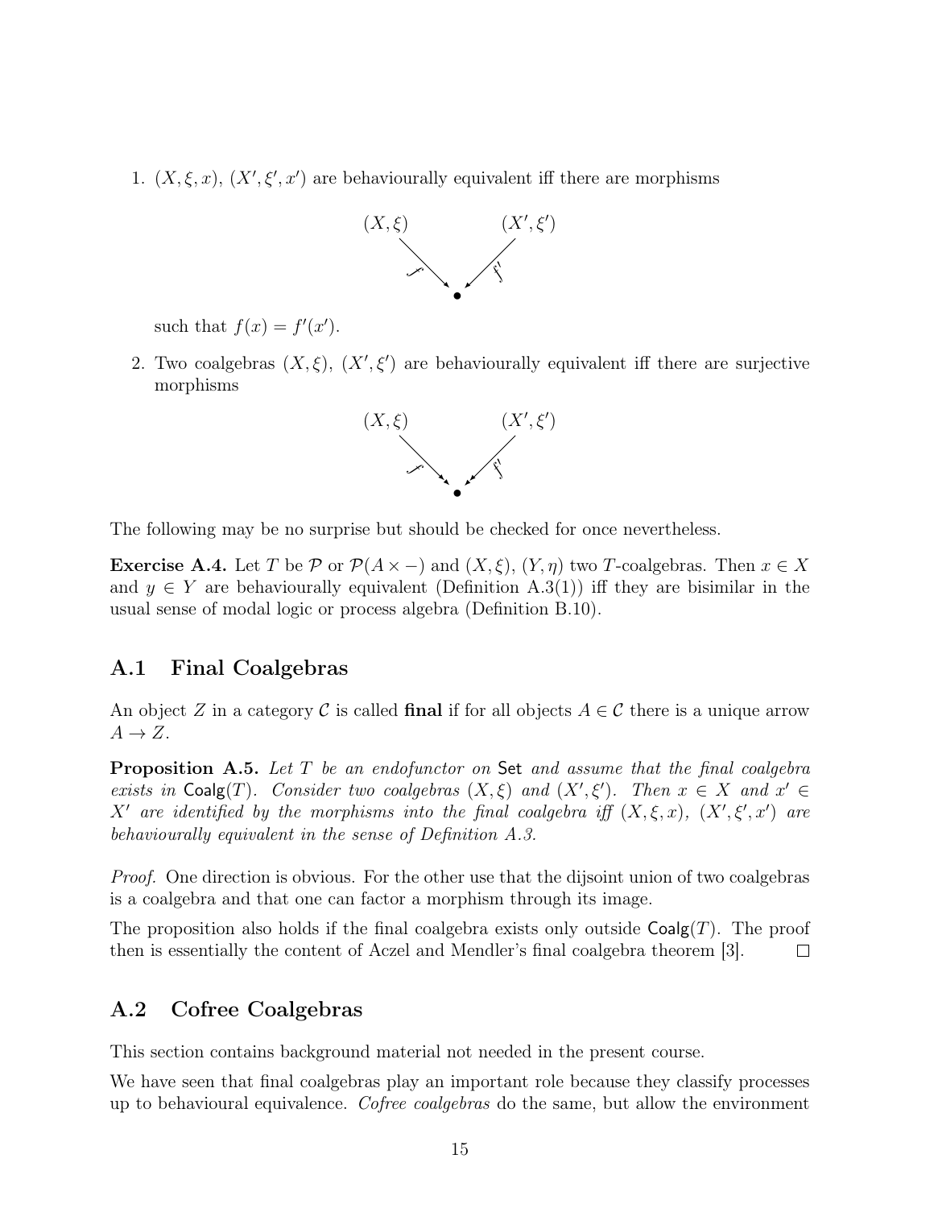1. $(X, \xi, x)$, $(X', \xi', x')$ are behaviourally equivalent iff there are morphisms

$$\begin{array}{ccc} (X,\xi) & & (X',\xi') \\ & \searrow^{f} \quad {}^{f'}\swarrow & \\ & \bullet & \end{array}$$

such that $f(x) = f'(x')$.

2. Two coalgebras $(X, \xi)$, $(X', \xi')$ are behaviourally equivalent iff there are surjective morphisms

$$\begin{array}{ccc} (X,\xi) & & (X',\xi') \\ & \searrow^{f} \quad {}^{f'}\swarrow & \\ & \bullet & \end{array}$$

The following may be no surprise but should be checked for once nevertheless.

**Exercise A.4.** Let $T$ be $\mathcal{P}$ or $\mathcal{P}(A \times -)$ and $(X, \xi)$, $(Y, \eta)$ two $T$-coalgebras. Then $x \in X$ and $y \in Y$ are behaviourally equivalent (Definition A.3(1)) iff they are bisimilar in the usual sense of modal logic or process algebra (Definition B.10).

## A.1 Final Coalgebras

An object $Z$ in a category $\mathcal{C}$ is called **final** if for all objects $A \in \mathcal{C}$ there is a unique arrow $A \to Z$.

**Proposition A.5.** *Let $T$ be an endofunctor on $\mathsf{Set}$ and assume that the final coalgebra exists in $\mathsf{Coalg}(T)$. Consider two coalgebras $(X, \xi)$ and $(X', \xi')$. Then $x \in X$ and $x' \in X'$ are identified by the morphisms into the final coalgebra iff $(X, \xi, x)$, $(X', \xi', x')$ are behaviourally equivalent in the sense of Definition A.3.*

*Proof.* One direction is obvious. For the other use that the dijsoint union of two coalgebras is a coalgebra and that one can factor a morphism through its image.

The proposition also holds if the final coalgebra exists only outside $\mathsf{Coalg}(T)$. The proof then is essentially the content of Aczel and Mendler's final coalgebra theorem [3]. □

## A.2 Cofree Coalgebras

This section contains background material not needed in the present course.

We have seen that final coalgebras play an important role because they classify processes up to behavioural equivalence. *Cofree coalgebras* do the same, but allow the environment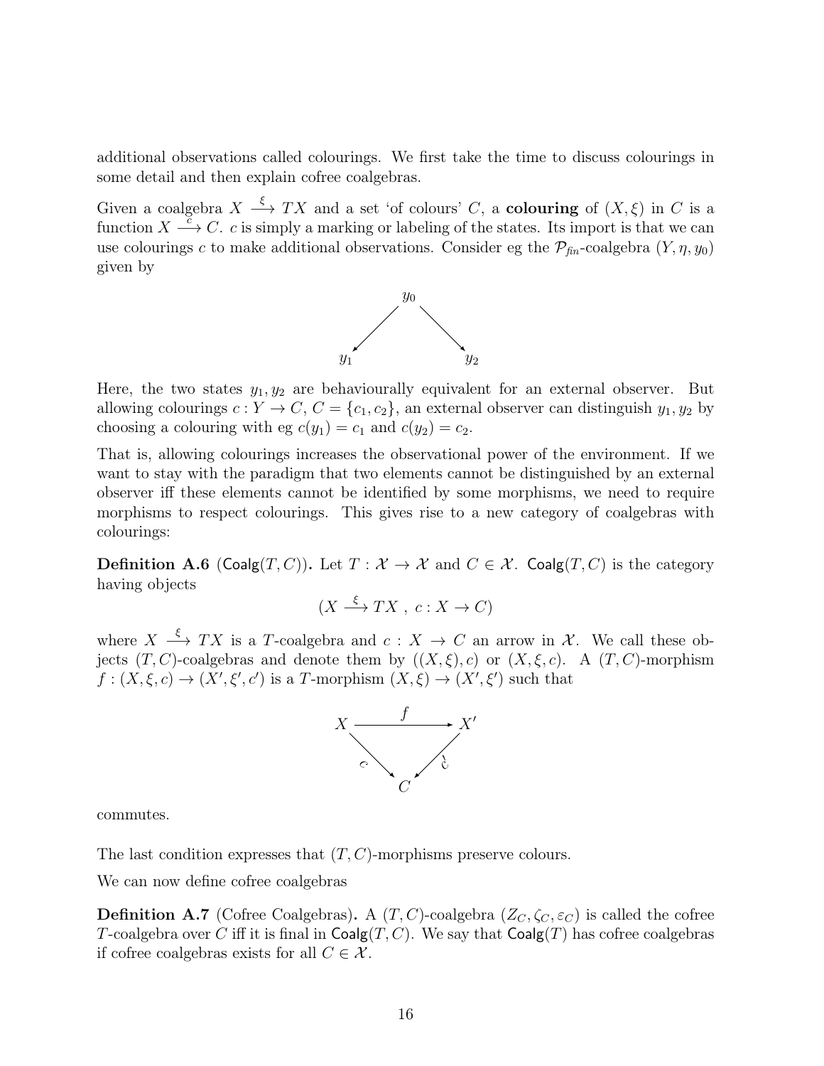additional observations called colourings. We first take the time to discuss colourings in some detail and then explain cofree coalgebras.

Given a coalgebra $X \xrightarrow{\xi} TX$ and a set 'of colours' $C$, a **colouring** of $(X, \xi)$ in $C$ is a function $X \xrightarrow{c} C$. $c$ is simply a marking or labeling of the states. Its import is that we can use colourings $c$ to make additional observations. Consider eg the $\mathcal{P}_{fin}$-coalgebra $(Y, \eta, y_0)$ given by

$$y_1 \longleftarrow y_0 \longrightarrow y_2$$

Here, the two states $y_1, y_2$ are behaviourally equivalent for an external observer. But allowing colourings $c : Y \to C$, $C = \{c_1, c_2\}$, an external observer can distinguish $y_1, y_2$ by choosing a colouring with eg $c(y_1) = c_1$ and $c(y_2) = c_2$.

That is, allowing colourings increases the observational power of the environment. If we want to stay with the paradigm that two elements cannot be distinguished by an external observer iff these elements cannot be identified by some morphisms, we need to require morphisms to respect colourings. This gives rise to a new category of coalgebras with colourings:

**Definition A.6** ($\mathsf{Coalg}(T, C)$)**.** Let $T : \mathcal{X} \to \mathcal{X}$ and $C \in \mathcal{X}$. $\mathsf{Coalg}(T, C)$ is the category having objects

$$(X \xrightarrow{\xi} TX \ , \ c : X \to C)$$

where $X \xrightarrow{\xi} TX$ is a $T$-coalgebra and $c : X \to C$ an arrow in $\mathcal{X}$. We call these objects $(T, C)$-coalgebras and denote them by $((X, \xi), c)$ or $(X, \xi, c)$. A $(T, C)$-morphism $f : (X, \xi, c) \to (X', \xi', c')$ is a $T$-morphism $(X, \xi) \to (X', \xi')$ such that

$$\begin{array}{ccc} X & \xrightarrow{f} & X' \\ & {\scriptstyle c}\searrow \quad \swarrow{\scriptstyle c'} & \\ & C & \end{array}$$

commutes.

The last condition expresses that $(T, C)$-morphisms preserve colours.

We can now define cofree coalgebras

**Definition A.7** (Cofree Coalgebras)**.** A $(T, C)$-coalgebra $(Z_C, \zeta_C, \varepsilon_C)$ is called the cofree $T$-coalgebra over $C$ iff it is final in $\mathsf{Coalg}(T, C)$. We say that $\mathsf{Coalg}(T)$ has cofree coalgebras if cofree coalgebras exists for all $C \in \mathcal{X}$.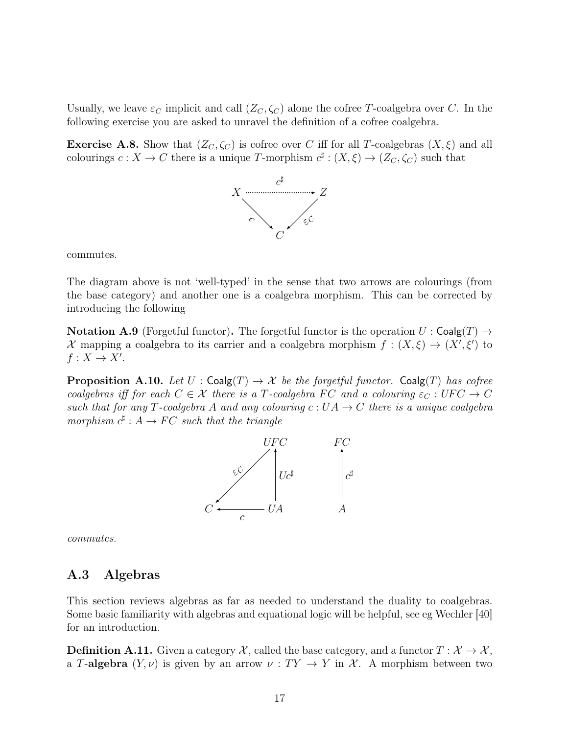Usually, we leave $\varepsilon_C$ implicit and call $(Z_C, \zeta_C)$ alone the cofree $T$-coalgebra over $C$. In the following exercise you are asked to unravel the definition of a cofree coalgebra.

**Exercise A.8.** Show that $(Z_C, \zeta_C)$ is cofree over $C$ iff for all $T$-coalgebras $(X, \xi)$ and all colourings $c : X \to C$ there is a unique $T$-morphism $c^\sharp : (X, \xi) \to (Z_C, \zeta_C)$ such that

$$
\begin{array}{ccc}
X & \xrightarrow{c^\sharp} & Z \\
& {\scriptstyle c}\searrow \quad \swarrow{\scriptstyle \varepsilon_C} & \\
& C &
\end{array}
$$

commutes.

The diagram above is not 'well-typed' in the sense that two arrows are colourings (from the base category) and another one is a coalgebra morphism. This can be corrected by introducing the following

**Notation A.9** (Forgetful functor)**.** The forgetful functor is the operation $U : \mathsf{Coalg}(T) \to \mathcal{X}$ mapping a coalgebra to its carrier and a coalgebra morphism $f : (X, \xi) \to (X', \xi')$ to $f : X \to X'$.

**Proposition A.10.** *Let $U : \mathsf{Coalg}(T) \to \mathcal{X}$ be the forgetful functor. $\mathsf{Coalg}(T)$ has cofree coalgebras iff for each $C \in \mathcal{X}$ there is a $T$-coalgebra $FC$ and a colouring $\varepsilon_C : UFC \to C$ such that for any $T$-coalgebra $A$ and any colouring $c : UA \to C$ there is a unique coalgebra morphism $c^\sharp : A \to FC$ such that the triangle*

$$
\begin{array}{ccc}
& UFC & \\
{\scriptstyle \varepsilon_C}\swarrow & & \uparrow{\scriptstyle Uc^\sharp} \\
C & \xleftarrow{c} & UA
\end{array}
\qquad\qquad
\begin{array}{c}
FC \\
\uparrow{\scriptstyle c^\sharp} \\
A
\end{array}
$$

*commutes.*

## A.3 Algebras

This section reviews algebras as far as needed to understand the duality to coalgebras. Some basic familiarity with algebras and equational logic will be helpful, see eg Wechler [40] for an introduction.

**Definition A.11.** Given a category $\mathcal{X}$, called the base category, and a functor $T : \mathcal{X} \to \mathcal{X}$, a $T$-**algebra** $(Y, \nu)$ is given by an arrow $\nu : TY \to Y$ in $\mathcal{X}$. A morphism between two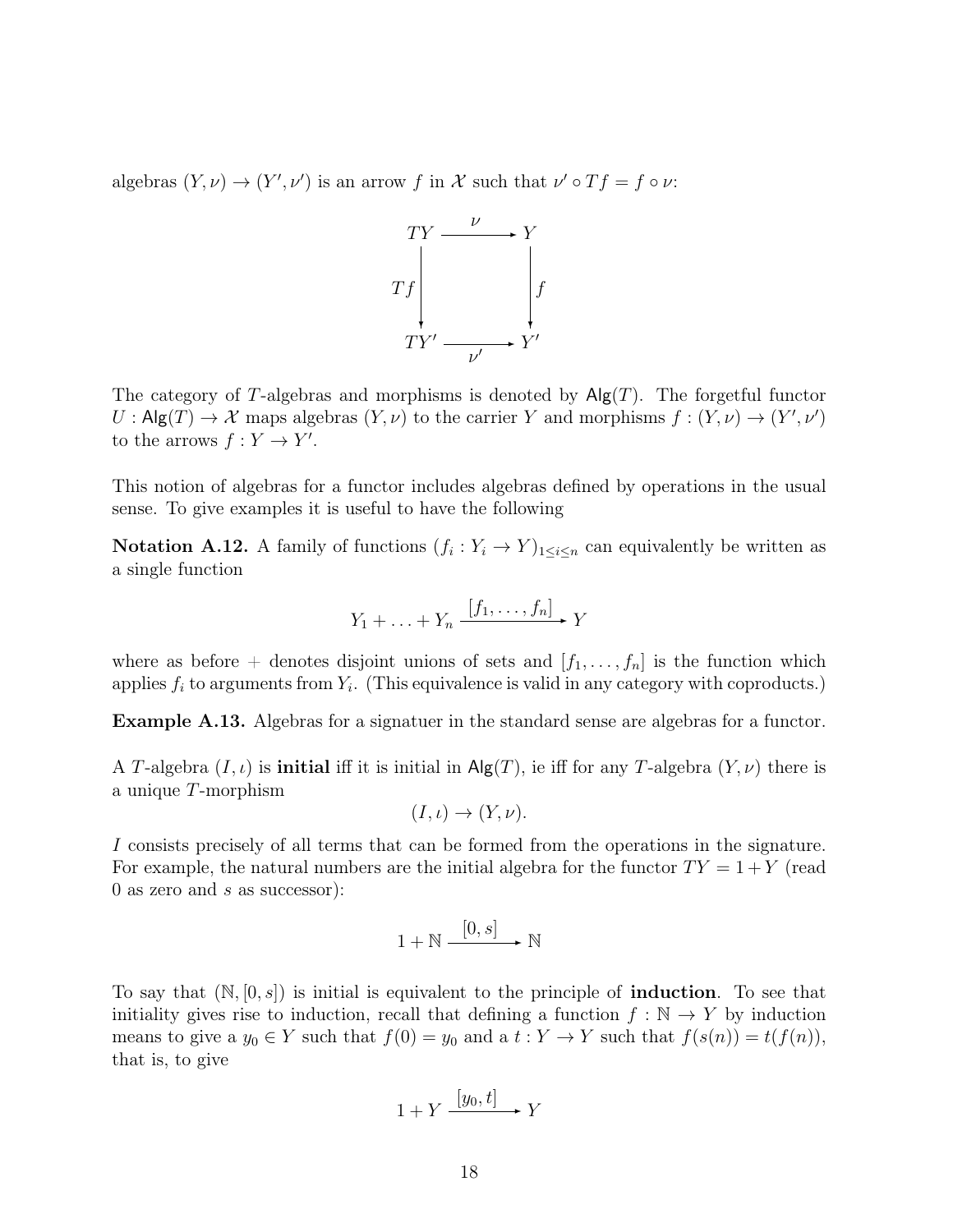algebras $(Y, \nu) \to (Y', \nu')$ is an arrow $f$ in $\mathcal{X}$ such that $\nu' \circ Tf = f \circ \nu$:

$$\begin{array}{ccc} TY & \xrightarrow{\nu} & Y \\ {\scriptstyle Tf}\downarrow & & \downarrow{\scriptstyle f} \\ TY' & \xrightarrow[\nu']{} & Y' \end{array}$$

The category of $T$-algebras and morphisms is denoted by $\mathsf{Alg}(T)$. The forgetful functor $U : \mathsf{Alg}(T) \to \mathcal{X}$ maps algebras $(Y, \nu)$ to the carrier $Y$ and morphisms $f : (Y, \nu) \to (Y', \nu')$ to the arrows $f : Y \to Y'$.

This notion of algebras for a functor includes algebras defined by operations in the usual sense. To give examples it is useful to have the following

**Notation A.12.** A family of functions $(f_i : Y_i \to Y)_{1 \le i \le n}$ can equivalently be written as a single function

$$Y_1 + \ldots + Y_n \xrightarrow{[f_1, \ldots, f_n]} Y$$

where as before $+$ denotes disjoint unions of sets and $[f_1, \ldots, f_n]$ is the function which applies $f_i$ to arguments from $Y_i$. (This equivalence is valid in any category with coproducts.)

**Example A.13.** Algebras for a signatuer in the standard sense are algebras for a functor.

A $T$-algebra $(I, \iota)$ is **initial** iff it is initial in $\mathsf{Alg}(T)$, ie iff for any $T$-algebra $(Y, \nu)$ there is a unique $T$-morphism

$$(I, \iota) \to (Y, \nu).$$

$I$ consists precisely of all terms that can be formed from the operations in the signature. For example, the natural numbers are the initial algebra for the functor $TY = 1 + Y$ (read 0 as zero and $s$ as successor):

$$1 + \mathbb{N} \xrightarrow{[0, s]} \mathbb{N}$$

To say that $(\mathbb{N}, [0, s])$ is initial is equivalent to the principle of **induction**. To see that initiality gives rise to induction, recall that defining a function $f : \mathbb{N} \to Y$ by induction means to give a $y_0 \in Y$ such that $f(0) = y_0$ and a $t : Y \to Y$ such that $f(s(n)) = t(f(n))$, that is, to give

$$1 + Y \xrightarrow{[y_0, t]} Y$$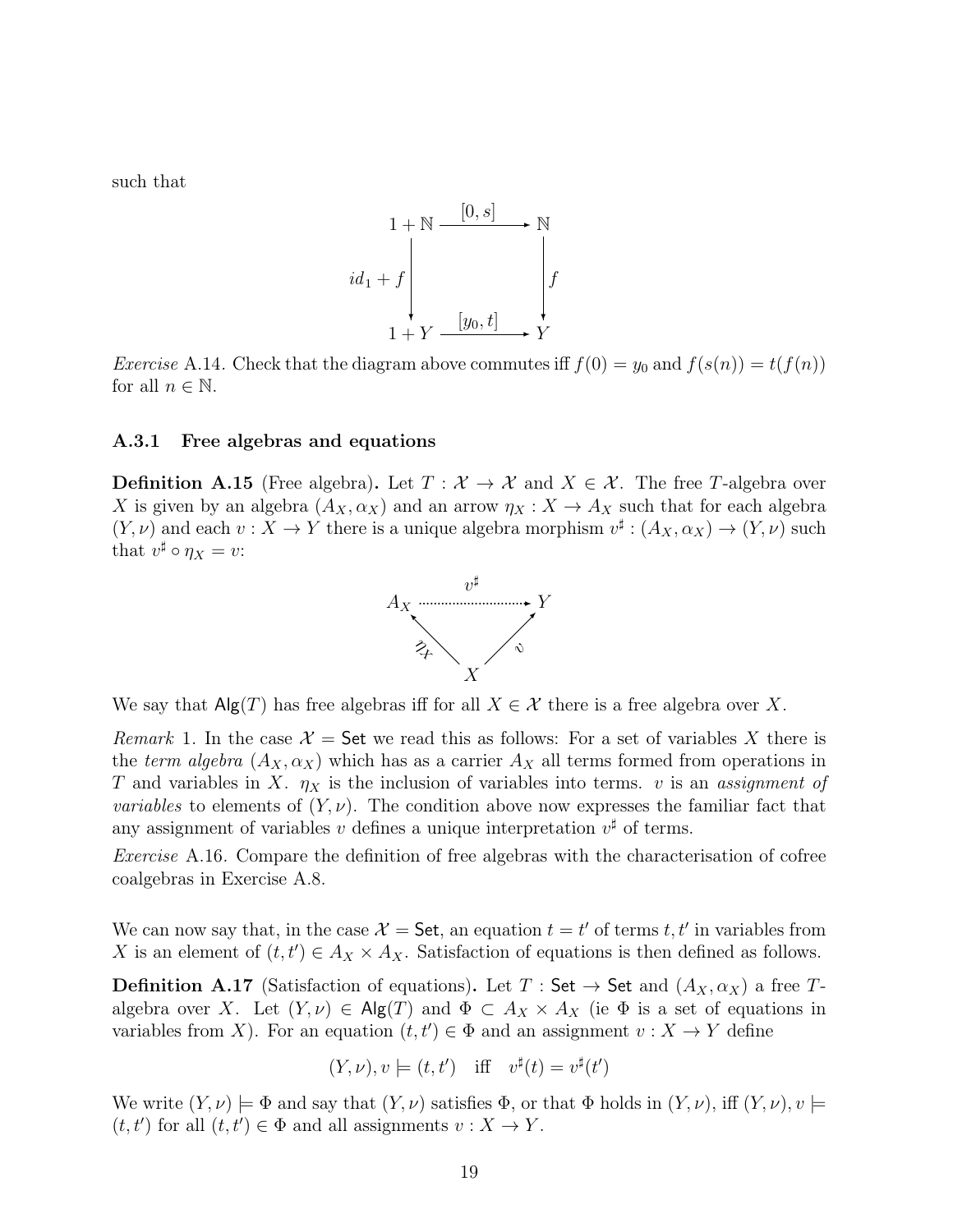such that

$$\begin{array}{ccc}
1+\mathbb{N} & \xrightarrow{[0,s]} & \mathbb{N} \\
\Big\downarrow{\scriptstyle id_1+f} & & \Big\downarrow{\scriptstyle f} \\
1+Y & \xrightarrow{[y_0,t]} & Y
\end{array}$$

*Exercise* A.14. Check that the diagram above commutes iff $f(0) = y_0$ and $f(s(n)) = t(f(n))$ for all $n \in \mathbb{N}$.

### A.3.1 Free algebras and equations

**Definition A.15** (Free algebra)**.** Let $T : \mathcal{X} \to \mathcal{X}$ and $X \in \mathcal{X}$. The free $T$-algebra over $X$ is given by an algebra $(A_X, \alpha_X)$ and an arrow $\eta_X : X \to A_X$ such that for each algebra $(Y, \nu)$ and each $v : X \to Y$ there is a unique algebra morphism $v^\sharp : (A_X, \alpha_X) \to (Y, \nu)$ such that $v^\sharp \circ \eta_X = v$:

$$\begin{array}{ccc}
A_X & \overset{v^\sharp}{\dashrightarrow} & Y \\
{\scriptstyle \eta_X}\nwarrow & & \nearrow{\scriptstyle v} \\
& X &
\end{array}$$

We say that $\mathsf{Alg}(T)$ has free algebras iff for all $X \in \mathcal{X}$ there is a free algebra over $X$.

*Remark* 1. In the case $\mathcal{X} = \mathsf{Set}$ we read this as follows: For a set of variables $X$ there is the *term algebra* $(A_X, \alpha_X)$ which has as a carrier $A_X$ all terms formed from operations in $T$ and variables in $X$. $\eta_X$ is the inclusion of variables into terms. $v$ is an *assignment of variables* to elements of $(Y, \nu)$. The condition above now expresses the familiar fact that any assignment of variables $v$ defines a unique interpretation $v^\sharp$ of terms.

*Exercise* A.16. Compare the definition of free algebras with the characterisation of cofree coalgebras in Exercise A.8.

We can now say that, in the case $\mathcal{X} = \mathsf{Set}$, an equation $t = t'$ of terms $t, t'$ in variables from $X$ is an element of $(t, t') \in A_X \times A_X$. Satisfaction of equations is then defined as follows.

**Definition A.17** (Satisfaction of equations)**.** Let $T : \mathsf{Set} \to \mathsf{Set}$ and $(A_X, \alpha_X)$ a free $T$-algebra over $X$. Let $(Y, \nu) \in \mathsf{Alg}(T)$ and $\Phi \subset A_X \times A_X$ (ie $\Phi$ is a set of equations in variables from $X$). For an equation $(t, t') \in \Phi$ and an assignment $v : X \to Y$ define

$$(Y, \nu), v \models (t, t') \quad \text{iff} \quad v^\sharp(t) = v^\sharp(t')$$

We write $(Y, \nu) \models \Phi$ and say that $(Y, \nu)$ satisfies $\Phi$, or that $\Phi$ holds in $(Y, \nu)$, iff $(Y, \nu), v \models (t, t')$ for all $(t, t') \in \Phi$ and all assignments $v : X \to Y$.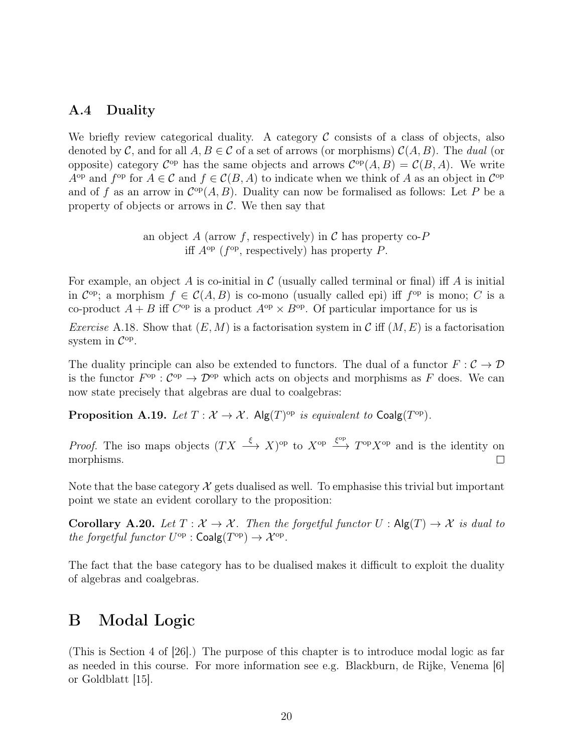## A.4 Duality

We briefly review categorical duality. A category $\mathcal{C}$ consists of a class of objects, also denoted by $\mathcal{C}$, and for all $A, B \in \mathcal{C}$ of a set of arrows (or morphisms) $\mathcal{C}(A, B)$. The *dual* (or opposite) category $\mathcal{C}^{\mathrm{op}}$ has the same objects and arrows $\mathcal{C}^{\mathrm{op}}(A, B) = \mathcal{C}(B, A)$. We write $A^{\mathrm{op}}$ and $f^{\mathrm{op}}$ for $A \in \mathcal{C}$ and $f \in \mathcal{C}(B, A)$ to indicate when we think of $A$ as an object in $\mathcal{C}^{\mathrm{op}}$ and of $f$ as an arrow in $\mathcal{C}^{\mathrm{op}}(A, B)$. Duality can now be formalised as follows: Let $P$ be a property of objects or arrows in $\mathcal{C}$. We then say that

an object $A$ (arrow $f$, respectively) in $\mathcal{C}$ has property co-$P$
iff $A^{\mathrm{op}}$ ($f^{\mathrm{op}}$, respectively) has property $P$.

For example, an object $A$ is co-initial in $\mathcal{C}$ (usually called terminal or final) iff $A$ is initial in $\mathcal{C}^{\mathrm{op}}$; a morphism $f \in \mathcal{C}(A, B)$ is co-mono (usually called epi) iff $f^{\mathrm{op}}$ is mono; $C$ is a co-product $A + B$ iff $C^{\mathrm{op}}$ is a product $A^{\mathrm{op}} \times B^{\mathrm{op}}$. Of particular importance for us is

*Exercise* A.18. Show that $(E, M)$ is a factorisation system in $\mathcal{C}$ iff $(M, E)$ is a factorisation system in $\mathcal{C}^{\mathrm{op}}$.

The duality principle can also be extended to functors. The dual of a functor $F : \mathcal{C} \to \mathcal{D}$ is the functor $F^{\mathrm{op}} : \mathcal{C}^{\mathrm{op}} \to \mathcal{D}^{\mathrm{op}}$ which acts on objects and morphisms as $F$ does. We can now state precisely that algebras are dual to coalgebras:

**Proposition A.19.** *Let $T : \mathcal{X} \to \mathcal{X}$. $\mathsf{Alg}(T)^{\mathrm{op}}$ is equivalent to $\mathsf{Coalg}(T^{\mathrm{op}})$.*

*Proof.* The iso maps objects $(TX \xrightarrow{\xi} X)^{\mathrm{op}}$ to $X^{\mathrm{op}} \xrightarrow{\xi^{\mathrm{op}}} T^{\mathrm{op}}X^{\mathrm{op}}$ and is the identity on morphisms. □

Note that the base category $\mathcal{X}$ gets dualised as well. To emphasise this trivial but important point we state an evident corollary to the proposition:

**Corollary A.20.** *Let $T : \mathcal{X} \to \mathcal{X}$. Then the forgetful functor $U : \mathsf{Alg}(T) \to \mathcal{X}$ is dual to the forgetful functor $U^{\mathrm{op}} : \mathsf{Coalg}(T^{\mathrm{op}}) \to \mathcal{X}^{\mathrm{op}}$.*

The fact that the base category has to be dualised makes it difficult to exploit the duality of algebras and coalgebras.

# B Modal Logic

(This is Section 4 of [26].) The purpose of this chapter is to introduce modal logic as far as needed in this course. For more information see e.g. Blackburn, de Rijke, Venema [6] or Goldblatt [15].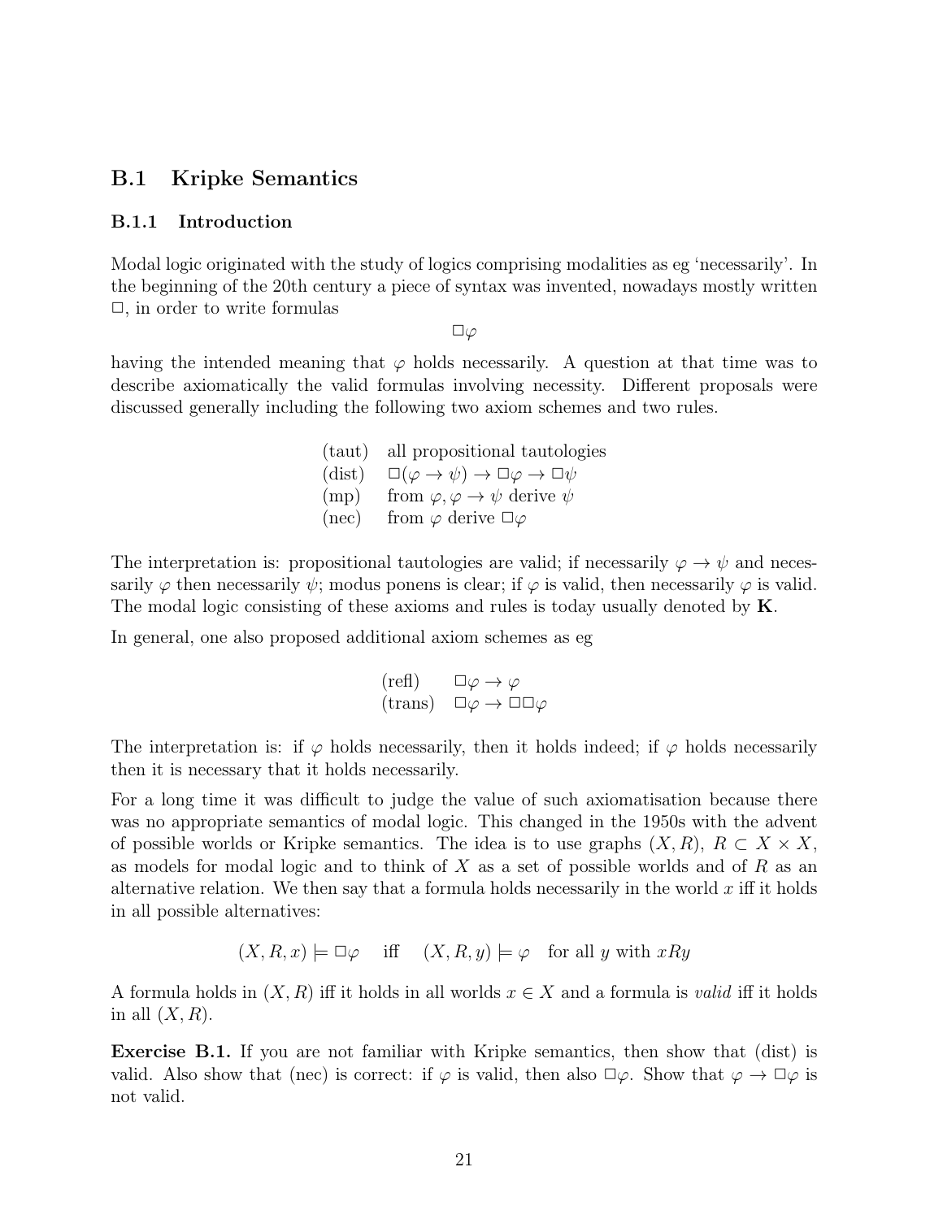## B.1 Kripke Semantics

### B.1.1 Introduction

Modal logic originated with the study of logics comprising modalities as eg 'necessarily'. In the beginning of the 20th century a piece of syntax was invented, nowadays mostly written $\Box$, in order to write formulas

$$\Box\varphi$$

having the intended meaning that $\varphi$ holds necessarily. A question at that time was to describe axiomatically the valid formulas involving necessity. Different proposals were discussed generally including the following two axiom schemes and two rules.

| | |
|---|---|
| (taut) | all propositional tautologies |
| (dist) | $\Box(\varphi \to \psi) \to \Box\varphi \to \Box\psi$ |
| (mp) | from $\varphi, \varphi \to \psi$ derive $\psi$ |
| (nec) | from $\varphi$ derive $\Box\varphi$ |

The interpretation is: propositional tautologies are valid; if necessarily $\varphi \to \psi$ and necessarily $\varphi$ then necessarily $\psi$; modus ponens is clear; if $\varphi$ is valid, then necessarily $\varphi$ is valid. The modal logic consisting of these axioms and rules is today usually denoted by **K**.

In general, one also proposed additional axiom schemes as eg

| | |
|---|---|
| (refl) | $\Box\varphi \to \varphi$ |
| (trans) | $\Box\varphi \to \Box\Box\varphi$ |

The interpretation is: if $\varphi$ holds necessarily, then it holds indeed; if $\varphi$ holds necessarily then it is necessary that it holds necessarily.

For a long time it was difficult to judge the value of such axiomatisation because there was no appropriate semantics of modal logic. This changed in the 1950s with the advent of possible worlds or Kripke semantics. The idea is to use graphs $(X, R)$, $R \subset X \times X$, as models for modal logic and to think of $X$ as a set of possible worlds and of $R$ as an alternative relation. We then say that a formula holds necessarily in the world $x$ iff it holds in all possible alternatives:

$$(X, R, x) \models \Box\varphi \quad \text{iff} \quad (X, R, y) \models \varphi \quad \text{for all } y \text{ with } xRy$$

A formula holds in $(X, R)$ iff it holds in all worlds $x \in X$ and a formula is *valid* iff it holds in all $(X, R)$.

**Exercise B.1.** If you are not familiar with Kripke semantics, then show that (dist) is valid. Also show that (nec) is correct: if $\varphi$ is valid, then also $\Box\varphi$. Show that $\varphi \to \Box\varphi$ is not valid.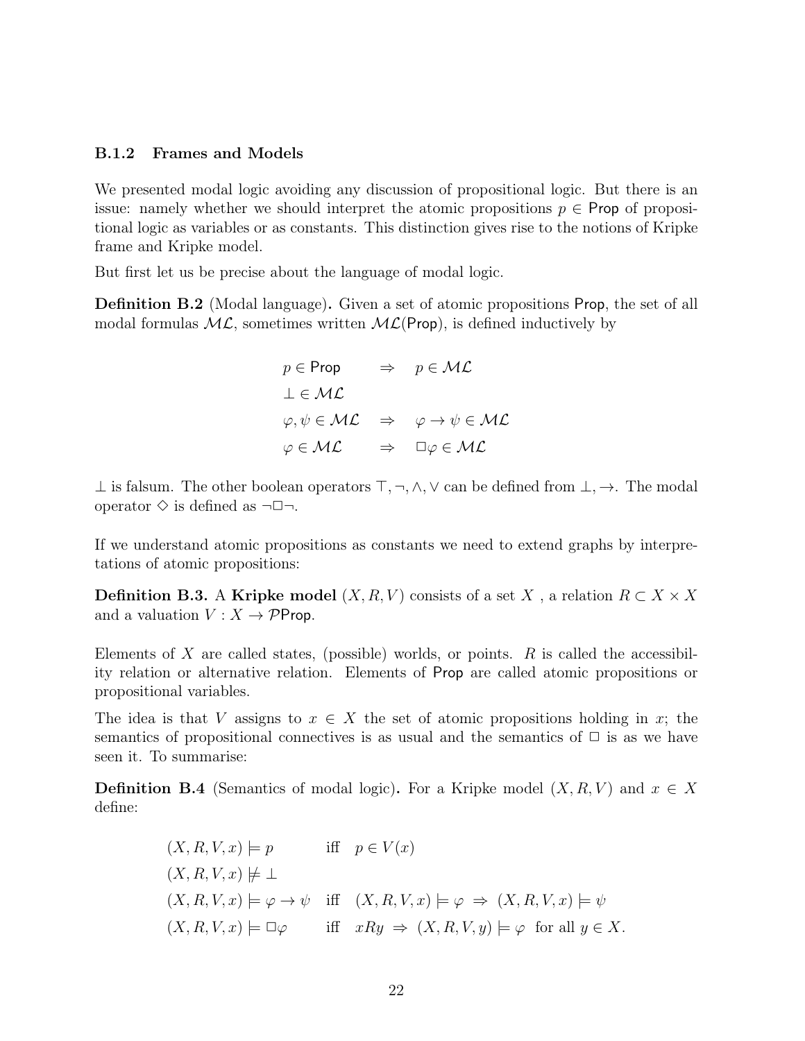### B.1.2 Frames and Models

We presented modal logic avoiding any discussion of propositional logic. But there is an issue: namely whether we should interpret the atomic propositions $p \in \mathsf{Prop}$ of propositional logic as variables or as constants. This distinction gives rise to the notions of Kripke frame and Kripke model.

But first let us be precise about the language of modal logic.

**Definition B.2** (Modal language)**.** Given a set of atomic propositions $\mathsf{Prop}$, the set of all modal formulas $\mathcal{ML}$, sometimes written $\mathcal{ML}(\mathsf{Prop})$, is defined inductively by

$$
\begin{aligned}
&p \in \mathsf{Prop} && \Rightarrow \quad p \in \mathcal{ML} \\
&\bot \in \mathcal{ML} && \\
&\varphi, \psi \in \mathcal{ML} && \Rightarrow \quad \varphi \to \psi \in \mathcal{ML} \\
&\varphi \in \mathcal{ML} && \Rightarrow \quad \Box\varphi \in \mathcal{ML}
\end{aligned}
$$

$\bot$ is falsum. The other boolean operators $\top, \neg, \wedge, \vee$ can be defined from $\bot, \to$. The modal operator $\Diamond$ is defined as $\neg\Box\neg$.

If we understand atomic propositions as constants we need to extend graphs by interpretations of atomic propositions:

**Definition B.3.** A **Kripke model** $(X, R, V)$ consists of a set $X$ , a relation $R \subset X \times X$ and a valuation $V : X \to \mathcal{P}\mathsf{Prop}$.

Elements of $X$ are called states, (possible) worlds, or points. $R$ is called the accessibility relation or alternative relation. Elements of $\mathsf{Prop}$ are called atomic propositions or propositional variables.

The idea is that $V$ assigns to $x \in X$ the set of atomic propositions holding in $x$; the semantics of propositional connectives is as usual and the semantics of $\Box$ is as we have seen it. To summarise:

**Definition B.4** (Semantics of modal logic)**.** For a Kripke model $(X, R, V)$ and $x \in X$ define:

$$
\begin{aligned}
&(X, R, V, x) \models p && \text{iff} \quad p \in V(x) \\
&(X, R, V, x) \not\models \bot && \\
&(X, R, V, x) \models \varphi \to \psi && \text{iff} \quad (X, R, V, x) \models \varphi \;\Rightarrow\; (X, R, V, x) \models \psi \\
&(X, R, V, x) \models \Box\varphi && \text{iff} \quad xRy \;\Rightarrow\; (X, R, V, y) \models \varphi \;\text{ for all } y \in X.
\end{aligned}
$$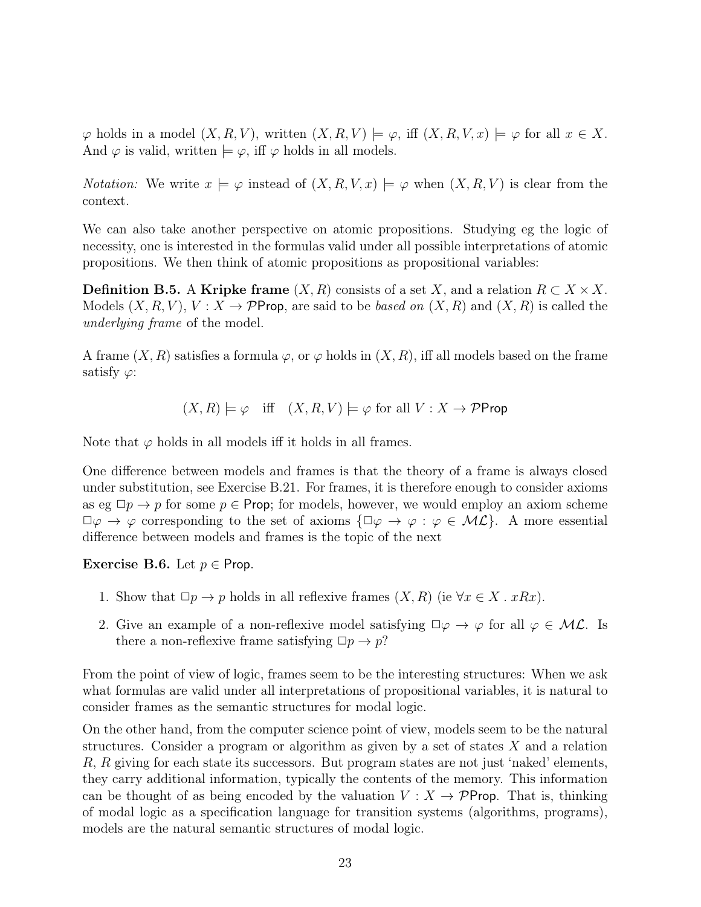$\varphi$ holds in a model $(X, R, V)$, written $(X, R, V) \models \varphi$, iff $(X, R, V, x) \models \varphi$ for all $x \in X$. And $\varphi$ is valid, written $\models \varphi$, iff $\varphi$ holds in all models.

*Notation:* We write $x \models \varphi$ instead of $(X, R, V, x) \models \varphi$ when $(X, R, V)$ is clear from the context.

We can also take another perspective on atomic propositions. Studying eg the logic of necessity, one is interested in the formulas valid under all possible interpretations of atomic propositions. We then think of atomic propositions as propositional variables:

**Definition B.5.** A **Kripke frame** $(X, R)$ consists of a set $X$, and a relation $R \subset X \times X$. Models $(X, R, V)$, $V : X \to \mathcal{P}\mathsf{Prop}$, are said to be *based on* $(X, R)$ and $(X, R)$ is called the *underlying frame* of the model.

A frame $(X, R)$ satisfies a formula $\varphi$, or $\varphi$ holds in $(X, R)$, iff all models based on the frame satisfy $\varphi$:

$$(X, R) \models \varphi \quad \text{iff} \quad (X, R, V) \models \varphi \text{ for all } V : X \to \mathcal{P}\mathsf{Prop}$$

Note that $\varphi$ holds in all models iff it holds in all frames.

One difference between models and frames is that the theory of a frame is always closed under substitution, see Exercise B.21. For frames, it is therefore enough to consider axioms as eg $\Box p \to p$ for some $p \in \mathsf{Prop}$; for models, however, we would employ an axiom scheme $\Box \varphi \to \varphi$ corresponding to the set of axioms $\{\Box \varphi \to \varphi : \varphi \in \mathcal{ML}\}$. A more essential difference between models and frames is the topic of the next

**Exercise B.6.** Let $p \in \mathsf{Prop}$.

1. Show that $\Box p \to p$ holds in all reflexive frames $(X, R)$ (ie $\forall x \in X \,.\, xRx$).
2. Give an example of a non-reflexive model satisfying $\Box \varphi \to \varphi$ for all $\varphi \in \mathcal{ML}$. Is there a non-reflexive frame satisfying $\Box p \to p$?

From the point of view of logic, frames seem to be the interesting structures: When we ask what formulas are valid under all interpretations of propositional variables, it is natural to consider frames as the semantic structures for modal logic.

On the other hand, from the computer science point of view, models seem to be the natural structures. Consider a program or algorithm as given by a set of states $X$ and a relation $R$, $R$ giving for each state its successors. But program states are not just 'naked' elements, they carry additional information, typically the contents of the memory. This information can be thought of as being encoded by the valuation $V : X \to \mathcal{P}\mathsf{Prop}$. That is, thinking of modal logic as a specification language for transition systems (algorithms, programs), models are the natural semantic structures of modal logic.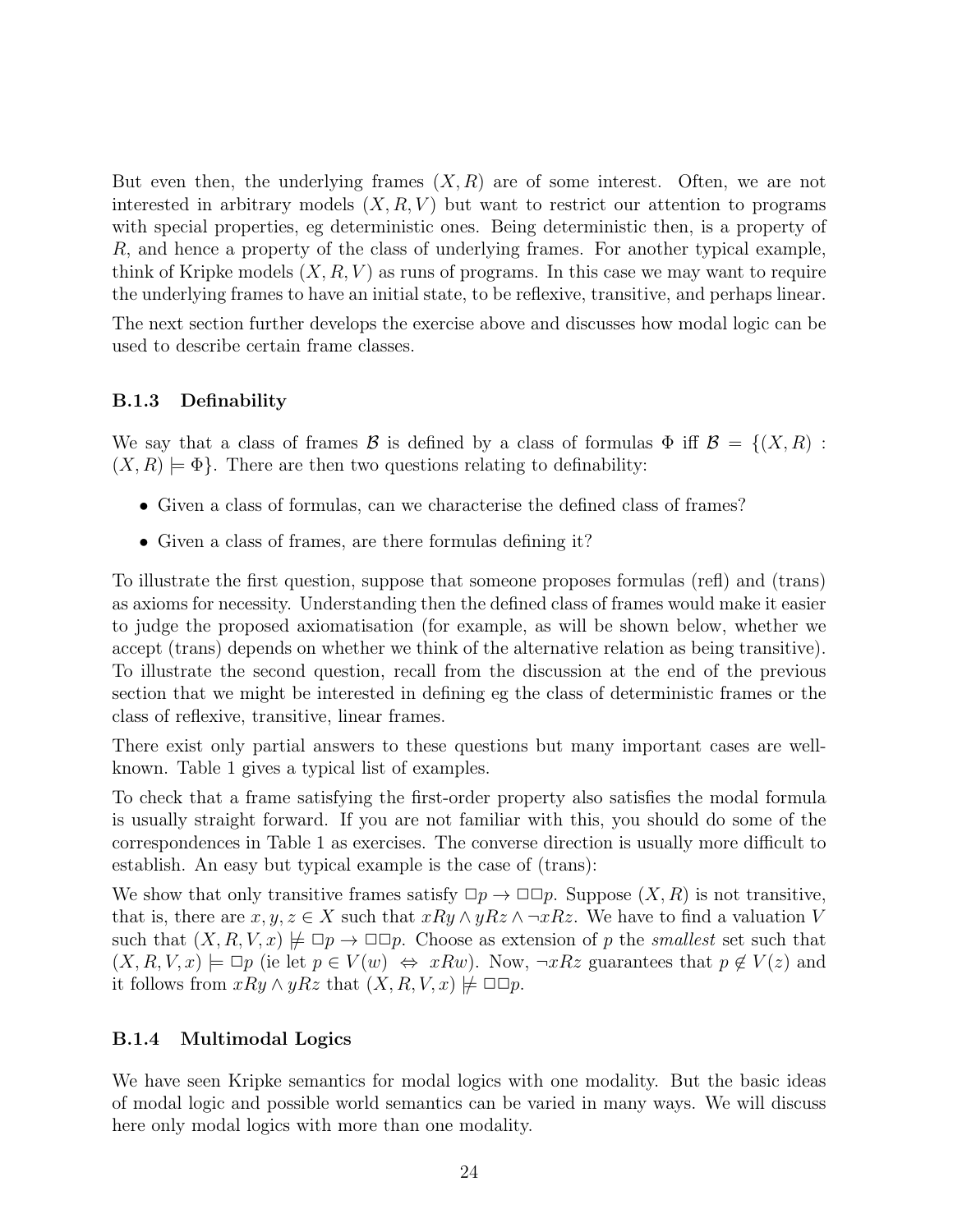But even then, the underlying frames $(X, R)$ are of some interest. Often, we are not interested in arbitrary models $(X, R, V)$ but want to restrict our attention to programs with special properties, eg deterministic ones. Being deterministic then, is a property of $R$, and hence a property of the class of underlying frames. For another typical example, think of Kripke models $(X, R, V)$ as runs of programs. In this case we may want to require the underlying frames to have an initial state, to be reflexive, transitive, and perhaps linear.

The next section further develops the exercise above and discusses how modal logic can be used to describe certain frame classes.

### B.1.3 Definability

We say that a class of frames $\mathcal{B}$ is defined by a class of formulas $\Phi$ iff $\mathcal{B} = \{(X, R) : (X, R) \models \Phi\}$. There are then two questions relating to definability:

- Given a class of formulas, can we characterise the defined class of frames?
- Given a class of frames, are there formulas defining it?

To illustrate the first question, suppose that someone proposes formulas (refl) and (trans) as axioms for necessity. Understanding then the defined class of frames would make it easier to judge the proposed axiomatisation (for example, as will be shown below, whether we accept (trans) depends on whether we think of the alternative relation as being transitive). To illustrate the second question, recall from the discussion at the end of the previous section that we might be interested in defining eg the class of deterministic frames or the class of reflexive, transitive, linear frames.

There exist only partial answers to these questions but many important cases are well-known. Table 1 gives a typical list of examples.

To check that a frame satisfying the first-order property also satisfies the modal formula is usually straight forward. If you are not familiar with this, you should do some of the correspondences in Table 1 as exercises. The converse direction is usually more difficult to establish. An easy but typical example is the case of (trans):

We show that only transitive frames satisfy $\Box p \to \Box\Box p$. Suppose $(X, R)$ is not transitive, that is, there are $x, y, z \in X$ such that $xRy \wedge yRz \wedge \neg xRz$. We have to find a valuation $V$ such that $(X, R, V, x) \not\models \Box p \to \Box\Box p$. Choose as extension of $p$ the *smallest* set such that $(X, R, V, x) \models \Box p$ (ie let $p \in V(w) \;\Leftrightarrow\; xRw$). Now, $\neg xRz$ guarantees that $p \notin V(z)$ and it follows from $xRy \wedge yRz$ that $(X, R, V, x) \not\models \Box\Box p$.

### B.1.4 Multimodal Logics

We have seen Kripke semantics for modal logics with one modality. But the basic ideas of modal logic and possible world semantics can be varied in many ways. We will discuss here only modal logics with more than one modality.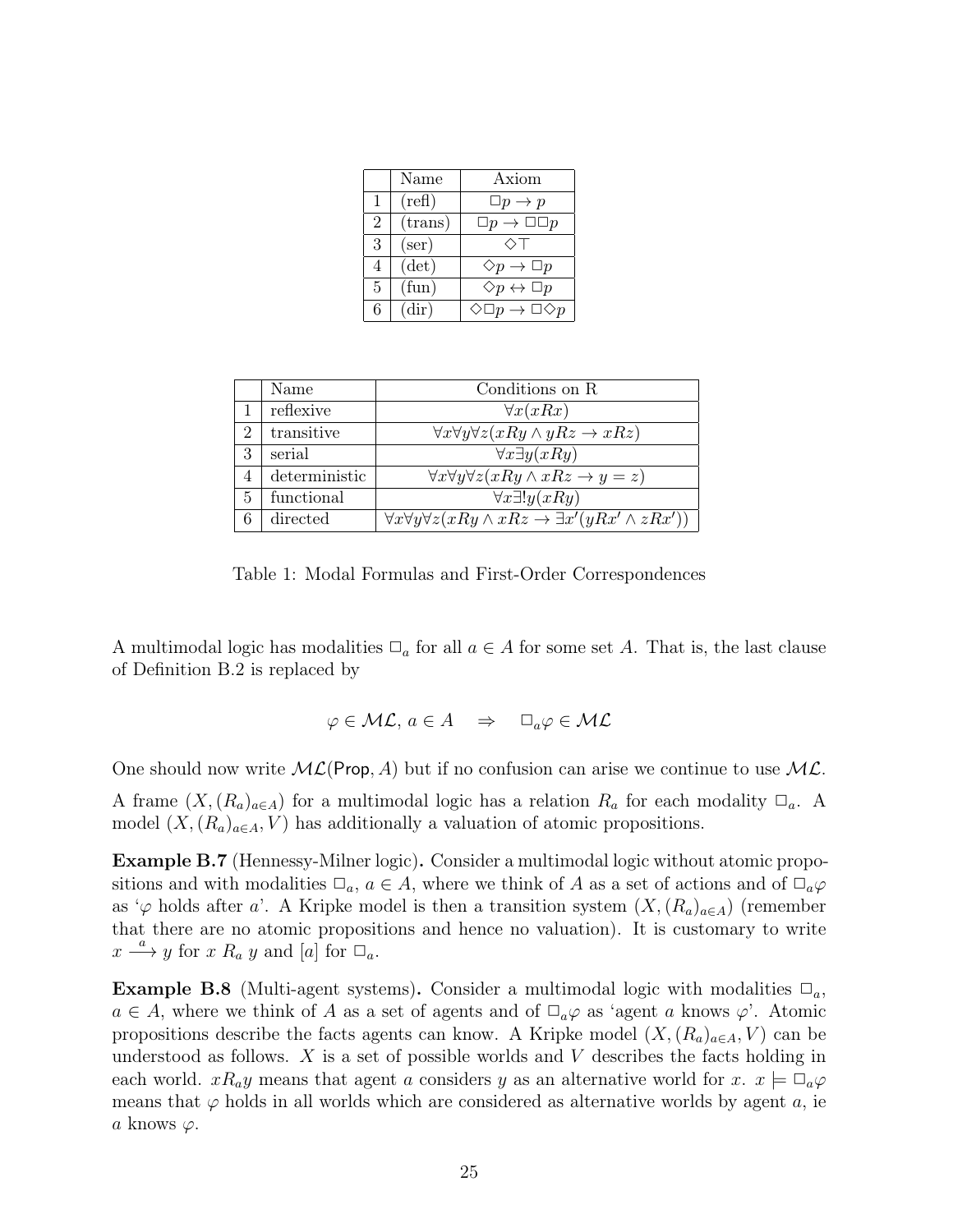|   | Name | Axiom |
|---|---|---|
| 1 | (refl) | $\Box p \to p$ |
| 2 | (trans) | $\Box p \to \Box\Box p$ |
| 3 | (ser) | $\Diamond\top$ |
| 4 | (det) | $\Diamond p \to \Box p$ |
| 5 | (fun) | $\Diamond p \leftrightarrow \Box p$ |
| 6 | (dir) | $\Diamond\Box p \to \Box\Diamond p$ |

|   | Name | Conditions on R |
|---|---|---|
| 1 | reflexive | $\forall x(xRx)$ |
| 2 | transitive | $\forall x \forall y \forall z(xRy \wedge yRz \to xRz)$ |
| 3 | serial | $\forall x \exists y(xRy)$ |
| 4 | deterministic | $\forall x \forall y \forall z(xRy \wedge xRz \to y = z)$ |
| 5 | functional | $\forall x \exists! y(xRy)$ |
| 6 | directed | $\forall x \forall y \forall z(xRy \wedge xRz \to \exists x'(yRx' \wedge zRx'))$ |

Table 1: Modal Formulas and First-Order Correspondences

A multimodal logic has modalities $\Box_a$ for all $a \in A$ for some set $A$. That is, the last clause of Definition B.2 is replaced by

$$\varphi \in \mathcal{ML},\, a \in A \quad \Rightarrow \quad \Box_a\varphi \in \mathcal{ML}$$

One should now write $\mathcal{ML}(\mathsf{Prop}, A)$ but if no confusion can arise we continue to use $\mathcal{ML}$.

A frame $(X, (R_a)_{a \in A})$ for a multimodal logic has a relation $R_a$ for each modality $\Box_a$. A model $(X, (R_a)_{a \in A}, V)$ has additionally a valuation of atomic propositions.

**Example B.7** (Hennessy-Milner logic)**.** Consider a multimodal logic without atomic propositions and with modalities $\Box_a$, $a \in A$, where we think of $A$ as a set of actions and of $\Box_a\varphi$ as '$\varphi$ holds after $a$'. A Kripke model is then a transition system $(X, (R_a)_{a \in A})$ (remember that there are no atomic propositions and hence no valuation). It is customary to write $x \xrightarrow{a} y$ for $x\ R_a\ y$ and $[a]$ for $\Box_a$.

**Example B.8** (Multi-agent systems)**.** Consider a multimodal logic with modalities $\Box_a$, $a \in A$, where we think of $A$ as a set of agents and of $\Box_a\varphi$ as 'agent $a$ knows $\varphi$'. Atomic propositions describe the facts agents can know. A Kripke model $(X, (R_a)_{a \in A}, V)$ can be understood as follows. $X$ is a set of possible worlds and $V$ describes the facts holding in each world. $xR_ay$ means that agent $a$ considers $y$ as an alternative world for $x$. $x \models \Box_a\varphi$ means that $\varphi$ holds in all worlds which are considered as alternative worlds by agent $a$, ie $a$ knows $\varphi$.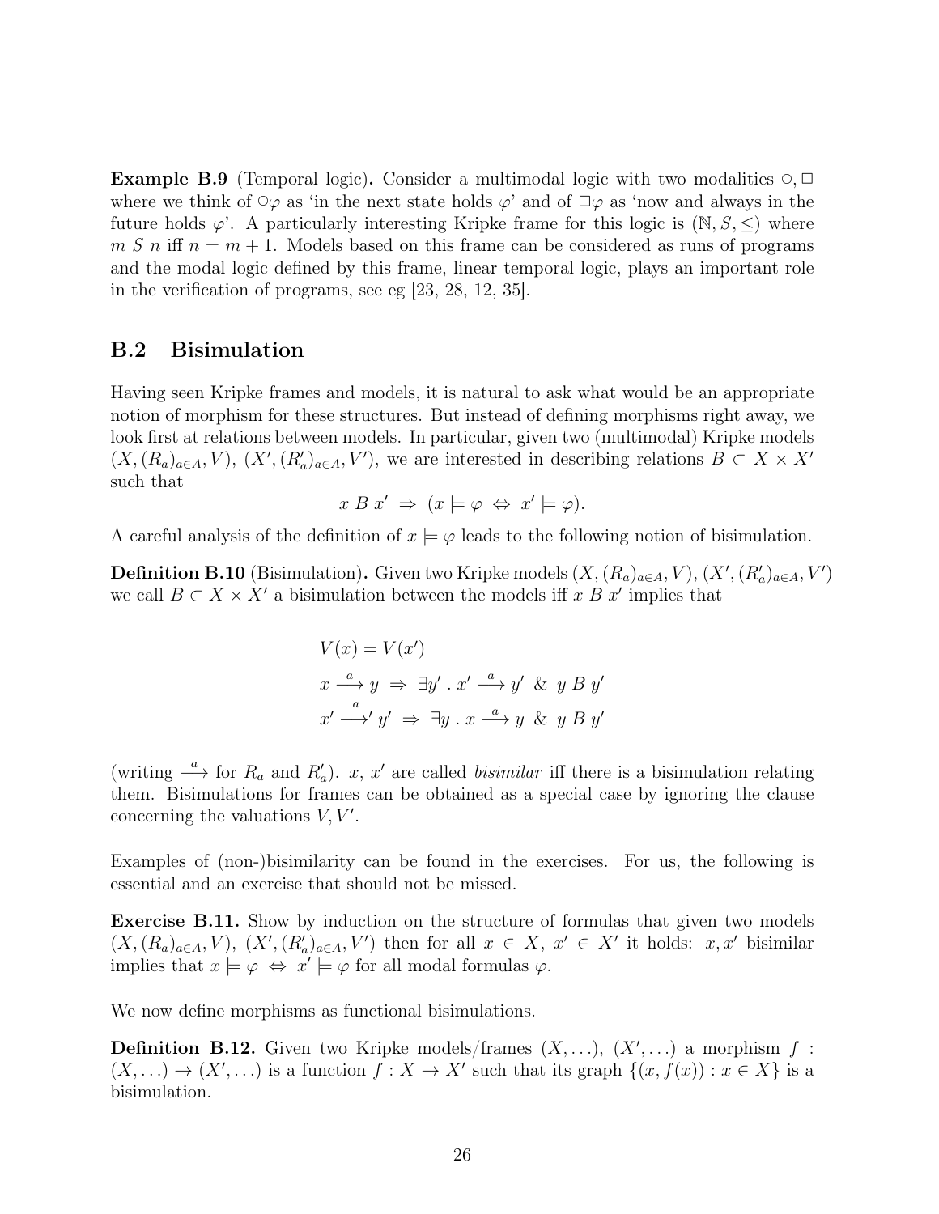**Example B.9** (Temporal logic)**.** Consider a multimodal logic with two modalities $\bigcirc, \Box$ where we think of $\bigcirc\varphi$ as 'in the next state holds $\varphi$' and of $\Box\varphi$ as 'now and always in the future holds $\varphi$'. A particularly interesting Kripke frame for this logic is $(\mathbb{N}, S, \leq)$ where $m\ S\ n$ iff $n = m + 1$. Models based on this frame can be considered as runs of programs and the modal logic defined by this frame, linear temporal logic, plays an important role in the verification of programs, see eg [23, 28, 12, 35].

## B.2 Bisimulation

Having seen Kripke frames and models, it is natural to ask what would be an appropriate notion of morphism for these structures. But instead of defining morphisms right away, we look first at relations between models. In particular, given two (multimodal) Kripke models $(X, (R_a)_{a\in A}, V)$, $(X', (R'_a)_{a\in A}, V')$, we are interested in describing relations $B \subset X \times X'$ such that

$$x\ B\ x' \ \Rightarrow\ (x \models \varphi \ \Leftrightarrow\ x' \models \varphi).$$

A careful analysis of the definition of $x \models \varphi$ leads to the following notion of bisimulation.

**Definition B.10** (Bisimulation)**.** Given two Kripke models $(X, (R_a)_{a\in A}, V)$, $(X', (R'_a)_{a\in A}, V')$ we call $B \subset X \times X'$ a bisimulation between the models iff $x\ B\ x'$ implies that

$$V(x) = V(x')$$

$$x \xrightarrow{a} y \ \Rightarrow\ \exists y'\ .\ x' \xrightarrow{a} y' \ \ \&\ \ y\ B\ y'$$

$$x' \xrightarrow{a}{}' y' \ \Rightarrow\ \exists y\ .\ x \xrightarrow{a} y \ \ \&\ \ y\ B\ y'$$

(writing $\xrightarrow{a}$ for $R_a$ and $R'_a$). $x$, $x'$ are called *bisimilar* iff there is a bisimulation relating them. Bisimulations for frames can be obtained as a special case by ignoring the clause concerning the valuations $V, V'$.

Examples of (non-)bisimilarity can be found in the exercises. For us, the following is essential and an exercise that should not be missed.

**Exercise B.11.** Show by induction on the structure of formulas that given two models $(X, (R_a)_{a\in A}, V)$, $(X', (R'_a)_{a\in A}, V')$ then for all $x \in X$, $x' \in X'$ it holds: $x, x'$ bisimilar implies that $x \models \varphi \ \Leftrightarrow\ x' \models \varphi$ for all modal formulas $\varphi$.

We now define morphisms as functional bisimulations.

**Definition B.12.** Given two Kripke models/frames $(X, \ldots)$, $(X', \ldots)$ a morphism $f : (X, \ldots) \to (X', \ldots)$ is a function $f : X \to X'$ such that its graph $\{(x, f(x)) : x \in X\}$ is a bisimulation.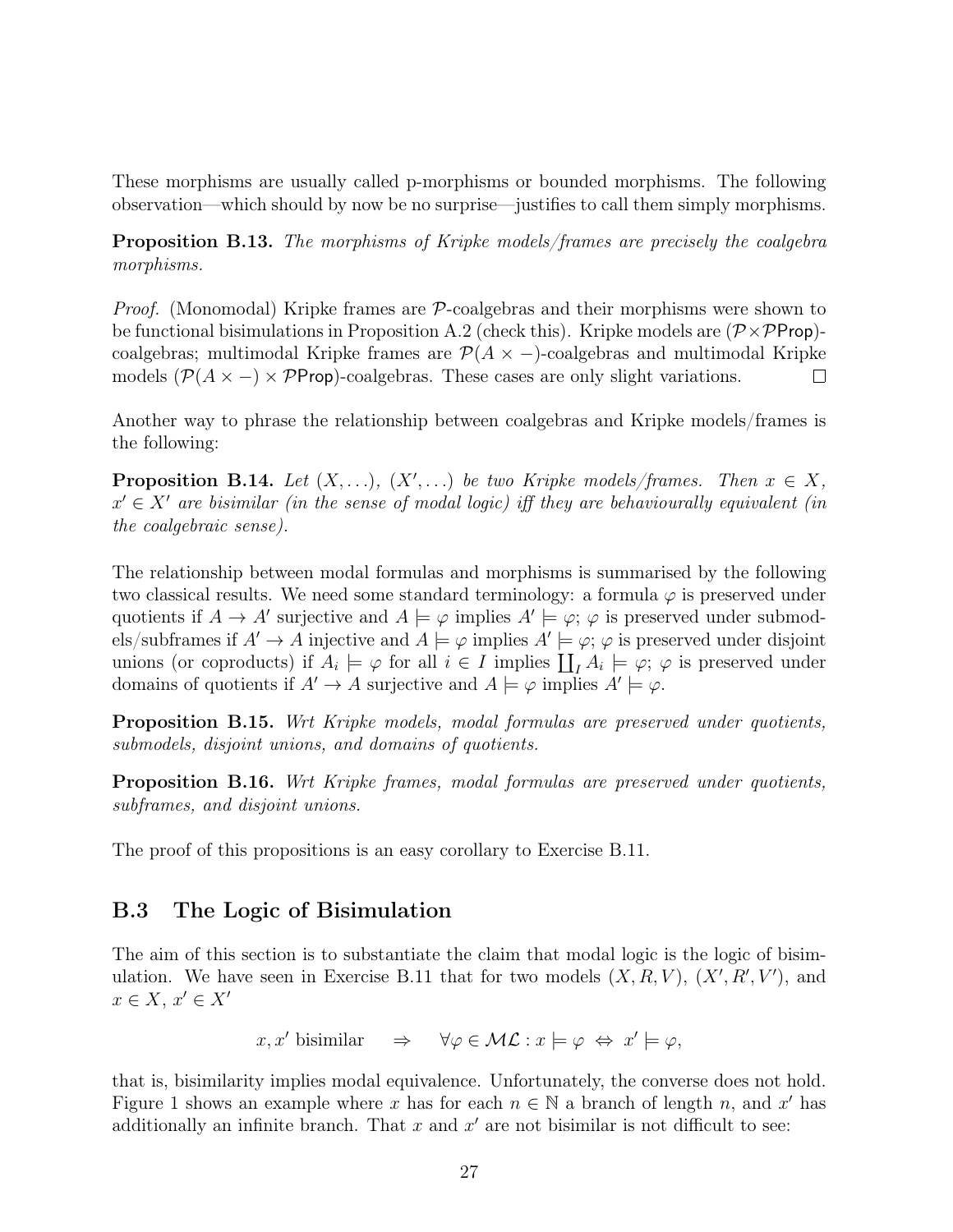These morphisms are usually called p-morphisms or bounded morphisms. The following observation—which should by now be no surprise—justifies to call them simply morphisms.

**Proposition B.13.** *The morphisms of Kripke models/frames are precisely the coalgebra morphisms.*

*Proof.* (Monomodal) Kripke frames are $\mathcal{P}$-coalgebras and their morphisms were shown to be functional bisimulations in Proposition A.2 (check this). Kripke models are $(\mathcal{P}\times\mathcal{P}\mathsf{Prop})$-coalgebras; multimodal Kripke frames are $\mathcal{P}(A\times -)$-coalgebras and multimodal Kripke models $(\mathcal{P}(A\times -)\times\mathcal{P}\mathsf{Prop})$-coalgebras. These cases are only slight variations. $\square$

Another way to phrase the relationship between coalgebras and Kripke models/frames is the following:

**Proposition B.14.** *Let $(X,\ldots)$, $(X',\ldots)$ be two Kripke models/frames. Then $x\in X$, $x'\in X'$ are bisimilar (in the sense of modal logic) iff they are behaviourally equivalent (in the coalgebraic sense).*

The relationship between modal formulas and morphisms is summarised by the following two classical results. We need some standard terminology: a formula $\varphi$ is preserved under quotients if $A\to A'$ surjective and $A\models\varphi$ implies $A'\models\varphi$; $\varphi$ is preserved under submodels/subframes if $A'\to A$ injective and $A\models\varphi$ implies $A'\models\varphi$; $\varphi$ is preserved under disjoint unions (or coproducts) if $A_i\models\varphi$ for all $i\in I$ implies $\coprod_I A_i\models\varphi$; $\varphi$ is preserved under domains of quotients if $A'\to A$ surjective and $A\models\varphi$ implies $A'\models\varphi$.

**Proposition B.15.** *Wrt Kripke models, modal formulas are preserved under quotients, submodels, disjoint unions, and domains of quotients.*

**Proposition B.16.** *Wrt Kripke frames, modal formulas are preserved under quotients, subframes, and disjoint unions.*

The proof of this propositions is an easy corollary to Exercise B.11.

## B.3 The Logic of Bisimulation

The aim of this section is to substantiate the claim that modal logic is the logic of bisimulation. We have seen in Exercise B.11 that for two models $(X,R,V)$, $(X',R',V')$, and $x\in X$, $x'\in X'$

$$x,x' \text{ bisimilar} \quad\Rightarrow\quad \forall\varphi\in\mathcal{ML}: x\models\varphi \;\Leftrightarrow\; x'\models\varphi,$$

that is, bisimilarity implies modal equivalence. Unfortunately, the converse does not hold. Figure 1 shows an example where $x$ has for each $n\in\mathbb{N}$ a branch of length $n$, and $x'$ has additionally an infinite branch. That $x$ and $x'$ are not bisimilar is not difficult to see: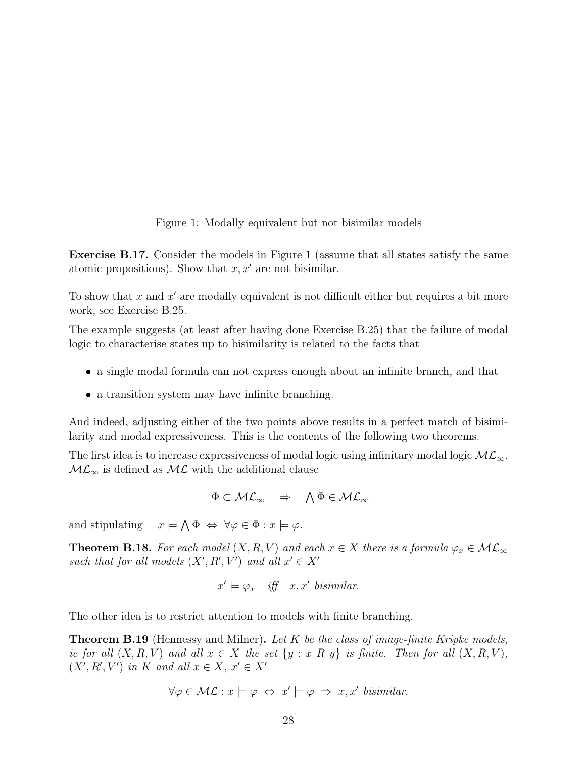Figure 1: Modally equivalent but not bisimilar models

**Exercise B.17.** Consider the models in Figure 1 (assume that all states satisfy the same atomic propositions). Show that $x, x'$ are not bisimilar.

To show that $x$ and $x'$ are modally equivalent is not difficult either but requires a bit more work, see Exercise B.25.

The example suggests (at least after having done Exercise B.25) that the failure of modal logic to characterise states up to bisimilarity is related to the facts that

- a single modal formula can not express enough about an infinite branch, and that
- a transition system may have infinite branching.

And indeed, adjusting either of the two points above results in a perfect match of bisimilarity and modal expressiveness. This is the contents of the following two theorems.

The first idea is to increase expressiveness of modal logic using infinitary modal logic $\mathcal{ML}_\infty$. $\mathcal{ML}_\infty$ is defined as $\mathcal{ML}$ with the additional clause

$$\Phi \subset \mathcal{ML}_\infty \quad \Rightarrow \quad \bigwedge \Phi \in \mathcal{ML}_\infty$$

and stipulating $\quad x \models \bigwedge \Phi \ \Leftrightarrow \ \forall \varphi \in \Phi : x \models \varphi.$

**Theorem B.18.** *For each model $(X, R, V)$ and each $x \in X$ there is a formula $\varphi_x \in \mathcal{ML}_\infty$ such that for all models $(X', R', V')$ and all $x' \in X'$*

$$x' \models \varphi_x \quad \textit{iff} \quad x, x' \textit{ bisimilar.}$$

The other idea is to restrict attention to models with finite branching.

**Theorem B.19** (Hennessy and Milner)**.** *Let $K$ be the class of image-finite Kripke models, ie for all $(X, R, V)$ and all $x \in X$ the set $\{y : x \ R \ y\}$ is finite. Then for all $(X, R, V)$, $(X', R', V')$ in $K$ and all $x \in X$, $x' \in X'$*

$$\forall \varphi \in \mathcal{ML} : x \models \varphi \ \Leftrightarrow \ x' \models \varphi \ \Rightarrow \ x, x' \textit{ bisimilar.}$$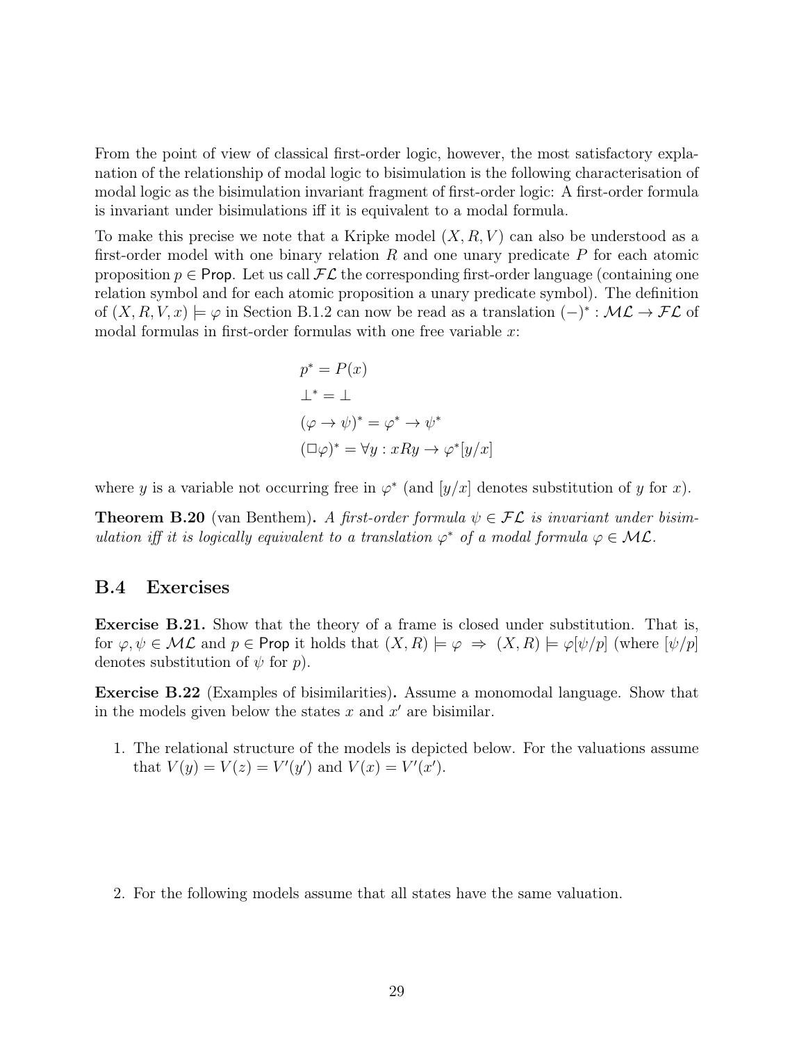From the point of view of classical first-order logic, however, the most satisfactory explanation of the relationship of modal logic to bisimulation is the following characterisation of modal logic as the bisimulation invariant fragment of first-order logic: A first-order formula is invariant under bisimulations iff it is equivalent to a modal formula.

To make this precise we note that a Kripke model $(X, R, V)$ can also be understood as a first-order model with one binary relation $R$ and one unary predicate $P$ for each atomic proposition $p \in \mathsf{Prop}$. Let us call $\mathcal{FL}$ the corresponding first-order language (containing one relation symbol and for each atomic proposition a unary predicate symbol). The definition of $(X, R, V, x) \models \varphi$ in Section B.1.2 can now be read as a translation $(-)^* : \mathcal{ML} \to \mathcal{FL}$ of modal formulas in first-order formulas with one free variable $x$:

$$
\begin{aligned}
p^* &= P(x) \\
\bot^* &= \bot \\
(\varphi \to \psi)^* &= \varphi^* \to \psi^* \\
(\Box\varphi)^* &= \forall y : xRy \to \varphi^*[y/x]
\end{aligned}
$$

where $y$ is a variable not occurring free in $\varphi^*$ (and $[y/x]$ denotes substitution of $y$ for $x$).

**Theorem B.20** (van Benthem)**.** *A first-order formula $\psi \in \mathcal{FL}$ is invariant under bisimulation iff it is logically equivalent to a translation $\varphi^*$ of a modal formula $\varphi \in \mathcal{ML}$.*

## B.4 Exercises

**Exercise B.21.** Show that the theory of a frame is closed under substitution. That is, for $\varphi, \psi \in \mathcal{ML}$ and $p \in \mathsf{Prop}$ it holds that $(X, R) \models \varphi \;\Rightarrow\; (X, R) \models \varphi[\psi/p]$ (where $[\psi/p]$ denotes substitution of $\psi$ for $p$).

**Exercise B.22** (Examples of bisimilarities)**.** Assume a monomodal language. Show that in the models given below the states $x$ and $x'$ are bisimilar.

1. The relational structure of the models is depicted below. For the valuations assume that $V(y) = V(z) = V'(y')$ and $V(x) = V'(x')$.

2. For the following models assume that all states have the same valuation.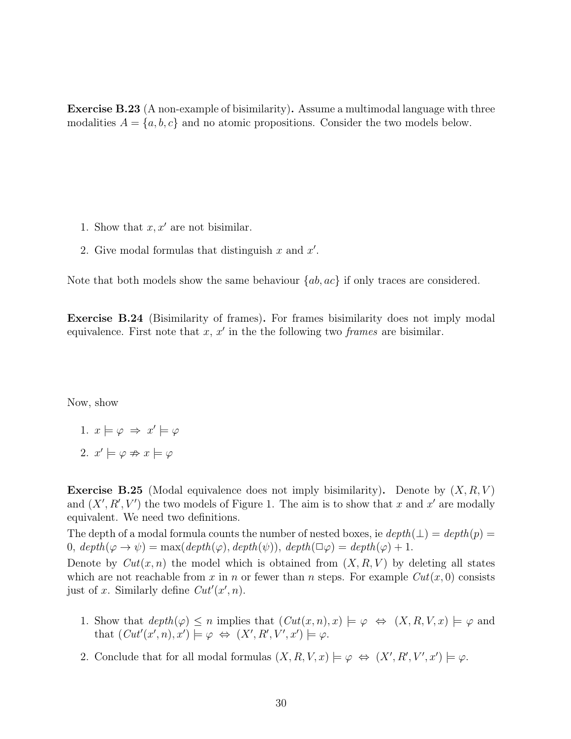**Exercise B.23** (A non-example of bisimilarity)**.** Assume a multimodal language with three modalities $A = \{a, b, c\}$ and no atomic propositions. Consider the two models below.

1. Show that $x, x'$ are not bisimilar.
2. Give modal formulas that distinguish $x$ and $x'$.

Note that both models show the same behaviour $\{ab, ac\}$ if only traces are considered.

**Exercise B.24** (Bisimilarity of frames)**.** For frames bisimilarity does not imply modal equivalence. First note that $x$, $x'$ in the the following two *frames* are bisimilar.

Now, show

1. $x \models \varphi \;\Rightarrow\; x' \models \varphi$
2. $x' \models \varphi \not\Rightarrow x \models \varphi$

**Exercise B.25** (Modal equivalence does not imply bisimilarity)**.** Denote by $(X, R, V)$ and $(X', R', V')$ the two models of Figure 1. The aim is to show that $x$ and $x'$ are modally equivalent. We need two definitions.

The depth of a modal formula counts the number of nested boxes, ie $depth(\bot) = depth(p) = 0$, $depth(\varphi \to \psi) = \max(depth(\varphi), depth(\psi))$, $depth(\Box\varphi) = depth(\varphi) + 1$.

Denote by $Cut(x, n)$ the model which is obtained from $(X, R, V)$ by deleting all states which are not reachable from $x$ in $n$ or fewer than $n$ steps. For example $Cut(x, 0)$ consists just of $x$. Similarly define $Cut'(x', n)$.

1. Show that $depth(\varphi) \leq n$ implies that $(Cut(x, n), x) \models \varphi \;\Leftrightarrow\; (X, R, V, x) \models \varphi$ and that $(Cut'(x', n), x') \models \varphi \;\Leftrightarrow\; (X', R', V', x') \models \varphi$.
2. Conclude that for all modal formulas $(X, R, V, x) \models \varphi \;\Leftrightarrow\; (X', R', V', x') \models \varphi$.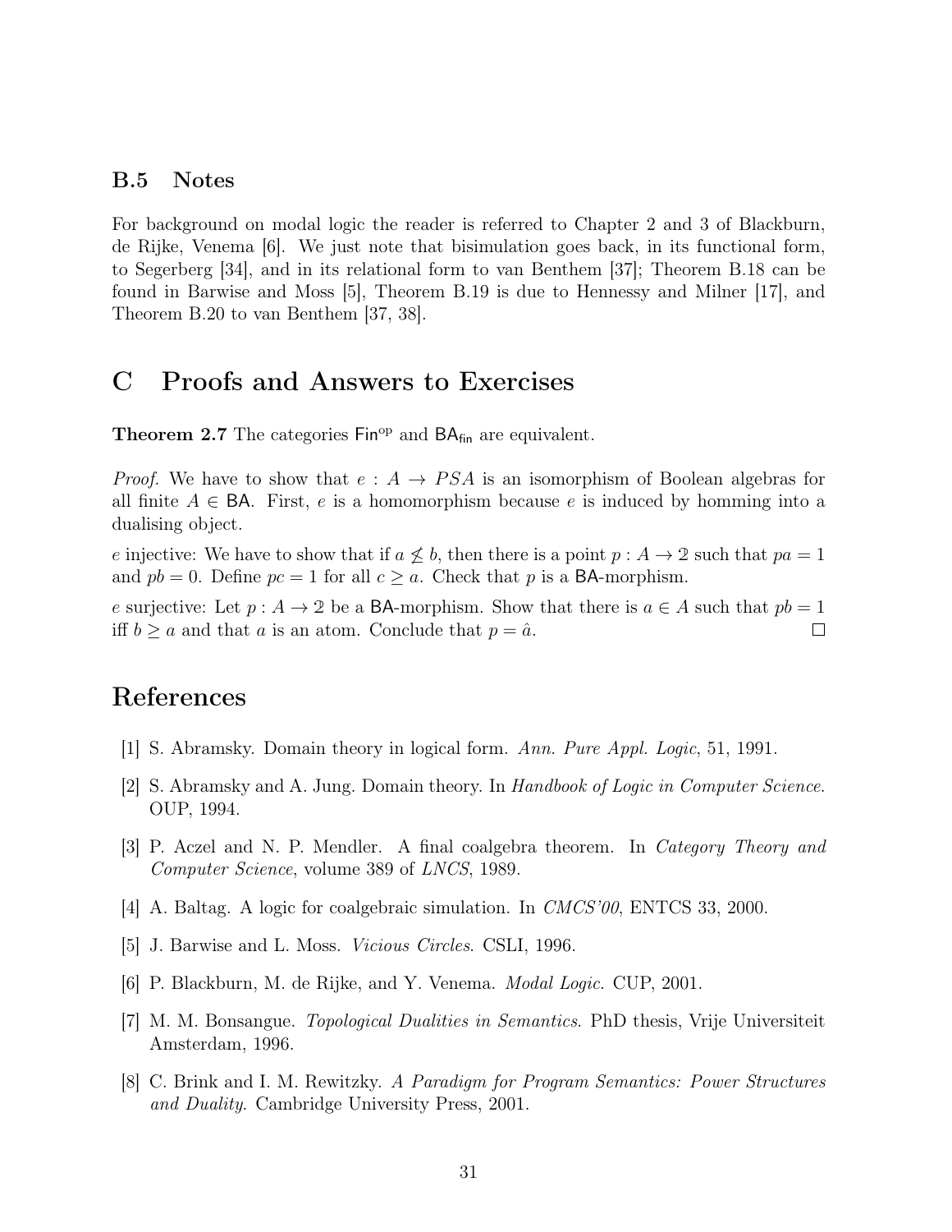### B.5 Notes

For background on modal logic the reader is referred to Chapter 2 and 3 of Blackburn, de Rijke, Venema [6]. We just note that bisimulation goes back, in its functional form, to Segerberg [34], and in its relational form to van Benthem [37]; Theorem B.18 can be found in Barwise and Moss [5], Theorem B.19 is due to Hennessy and Milner [17], and Theorem B.20 to van Benthem [37, 38].

# C Proofs and Answers to Exercises

**Theorem 2.7** The categories $\mathsf{Fin}^{\mathrm{op}}$ and $\mathsf{BA}_{\mathsf{fin}}$ are equivalent.

*Proof.* We have to show that $e : A \to PSA$ is an isomorphism of Boolean algebras for all finite $A \in \mathsf{BA}$. First, $e$ is a homomorphism because $e$ is induced by homming into a dualising object.

$e$ injective: We have to show that if $a \not\leq b$, then there is a point $p : A \to 2$ such that $pa = 1$ and $pb = 0$. Define $pc = 1$ for all $c \geq a$. Check that $p$ is a $\mathsf{BA}$-morphism.

$e$ surjective: Let $p : A \to 2$ be a $\mathsf{BA}$-morphism. Show that there is $a \in A$ such that $pb = 1$ iff $b \geq a$ and that $a$ is an atom. Conclude that $p = \hat{a}$. □

## References

[1] S. Abramsky. Domain theory in logical form. *Ann. Pure Appl. Logic*, 51, 1991.

[2] S. Abramsky and A. Jung. Domain theory. In *Handbook of Logic in Computer Science*. OUP, 1994.

[3] P. Aczel and N. P. Mendler. A final coalgebra theorem. In *Category Theory and Computer Science*, volume 389 of *LNCS*, 1989.

[4] A. Baltag. A logic for coalgebraic simulation. In *CMCS'00*, ENTCS 33, 2000.

[5] J. Barwise and L. Moss. *Vicious Circles*. CSLI, 1996.

[6] P. Blackburn, M. de Rijke, and Y. Venema. *Modal Logic*. CUP, 2001.

[7] M. M. Bonsangue. *Topological Dualities in Semantics*. PhD thesis, Vrije Universiteit Amsterdam, 1996.

[8] C. Brink and I. M. Rewitzky. *A Paradigm for Program Semantics: Power Structures and Duality*. Cambridge University Press, 2001.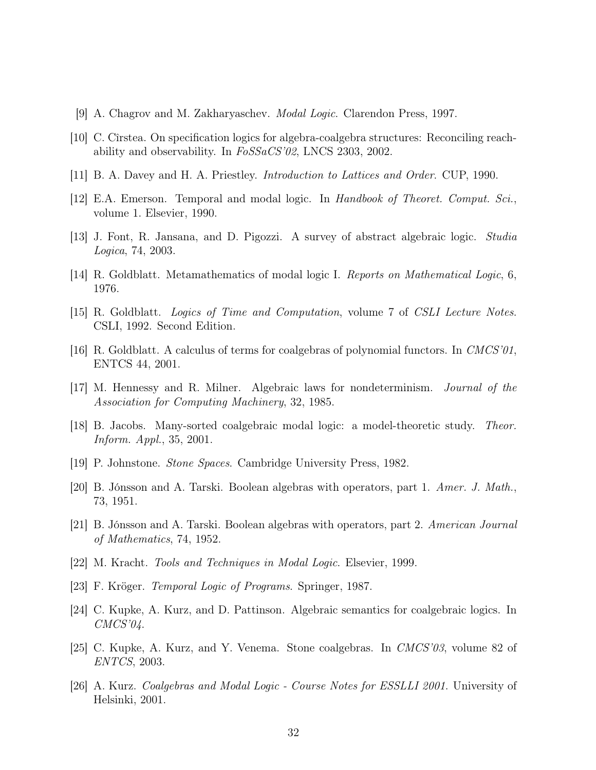[9] A. Chagrov and M. Zakharyaschev. *Modal Logic*. Clarendon Press, 1997.

[10] C. Cîrstea. On specification logics for algebra-coalgebra structures: Reconciling reachability and observability. In *FoSSaCS'02*, LNCS 2303, 2002.

[11] B. A. Davey and H. A. Priestley. *Introduction to Lattices and Order*. CUP, 1990.

[12] E.A. Emerson. Temporal and modal logic. In *Handbook of Theoret. Comput. Sci.*, volume 1. Elsevier, 1990.

[13] J. Font, R. Jansana, and D. Pigozzi. A survey of abstract algebraic logic. *Studia Logica*, 74, 2003.

[14] R. Goldblatt. Metamathematics of modal logic I. *Reports on Mathematical Logic*, 6, 1976.

[15] R. Goldblatt. *Logics of Time and Computation*, volume 7 of *CSLI Lecture Notes*. CSLI, 1992. Second Edition.

[16] R. Goldblatt. A calculus of terms for coalgebras of polynomial functors. In *CMCS'01*, ENTCS 44, 2001.

[17] M. Hennessy and R. Milner. Algebraic laws for nondeterminism. *Journal of the Association for Computing Machinery*, 32, 1985.

[18] B. Jacobs. Many-sorted coalgebraic modal logic: a model-theoretic study. *Theor. Inform. Appl.*, 35, 2001.

[19] P. Johnstone. *Stone Spaces*. Cambridge University Press, 1982.

[20] B. Jónsson and A. Tarski. Boolean algebras with operators, part 1. *Amer. J. Math.*, 73, 1951.

[21] B. Jónsson and A. Tarski. Boolean algebras with operators, part 2. *American Journal of Mathematics*, 74, 1952.

[22] M. Kracht. *Tools and Techniques in Modal Logic*. Elsevier, 1999.

[23] F. Kröger. *Temporal Logic of Programs*. Springer, 1987.

[24] C. Kupke, A. Kurz, and D. Pattinson. Algebraic semantics for coalgebraic logics. In *CMCS'04*.

[25] C. Kupke, A. Kurz, and Y. Venema. Stone coalgebras. In *CMCS'03*, volume 82 of *ENTCS*, 2003.

[26] A. Kurz. *Coalgebras and Modal Logic - Course Notes for ESSLLI 2001*. University of Helsinki, 2001.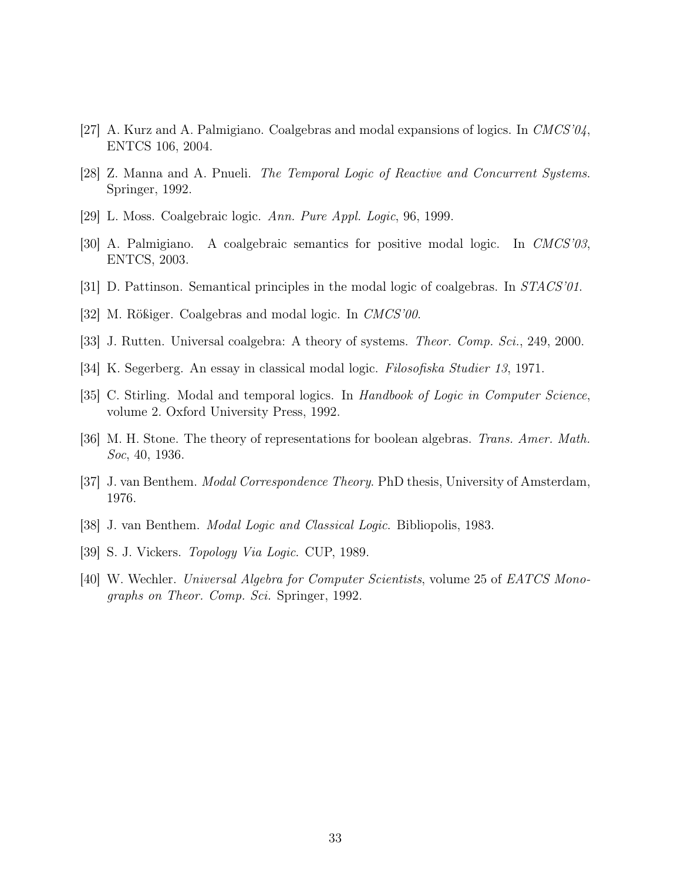[27] A. Kurz and A. Palmigiano. Coalgebras and modal expansions of logics. In *CMCS'04*, ENTCS 106, 2004.

[28] Z. Manna and A. Pnueli. *The Temporal Logic of Reactive and Concurrent Systems*. Springer, 1992.

[29] L. Moss. Coalgebraic logic. *Ann. Pure Appl. Logic*, 96, 1999.

[30] A. Palmigiano. A coalgebraic semantics for positive modal logic. In *CMCS'03*, ENTCS, 2003.

[31] D. Pattinson. Semantical principles in the modal logic of coalgebras. In *STACS'01*.

[32] M. Rößiger. Coalgebras and modal logic. In *CMCS'00*.

[33] J. Rutten. Universal coalgebra: A theory of systems. *Theor. Comp. Sci.*, 249, 2000.

[34] K. Segerberg. An essay in classical modal logic. *Filosofiska Studier 13*, 1971.

[35] C. Stirling. Modal and temporal logics. In *Handbook of Logic in Computer Science*, volume 2. Oxford University Press, 1992.

[36] M. H. Stone. The theory of representations for boolean algebras. *Trans. Amer. Math. Soc*, 40, 1936.

[37] J. van Benthem. *Modal Correspondence Theory*. PhD thesis, University of Amsterdam, 1976.

[38] J. van Benthem. *Modal Logic and Classical Logic*. Bibliopolis, 1983.

[39] S. J. Vickers. *Topology Via Logic*. CUP, 1989.

[40] W. Wechler. *Universal Algebra for Computer Scientists*, volume 25 of *EATCS Monographs on Theor. Comp. Sci.* Springer, 1992.